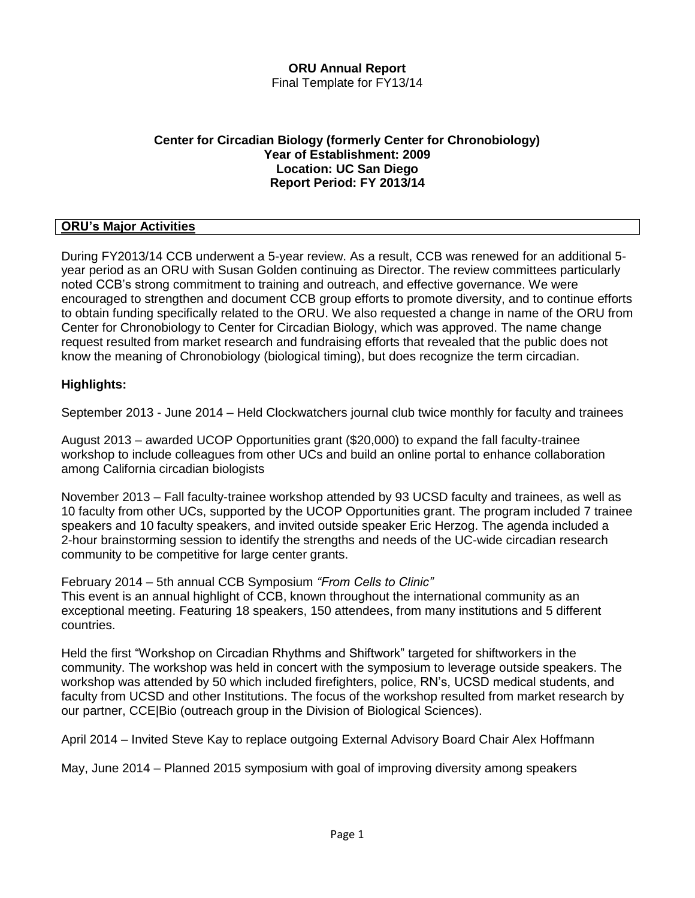**ORU Annual Report**

Final Template for FY13/14

**Center for Circadian Biology (formerly Center for Chronobiology)**
**Year of Establishment: 2009**
**Location: UC San Diego**
**Report Period: FY 2013/14**

## ORU's Major Activities

During FY2013/14 CCB underwent a 5-year review. As a result, CCB was renewed for an additional 5-year period as an ORU with Susan Golden continuing as Director. The review committees particularly noted CCB's strong commitment to training and outreach, and effective governance. We were encouraged to strengthen and document CCB group efforts to promote diversity, and to continue efforts to obtain funding specifically related to the ORU. We also requested a change in name of the ORU from Center for Chronobiology to Center for Circadian Biology, which was approved. The name change request resulted from market research and fundraising efforts that revealed that the public does not know the meaning of Chronobiology (biological timing), but does recognize the term circadian.

### Highlights:

September 2013 - June 2014 – Held Clockwatchers journal club twice monthly for faculty and trainees

August 2013 – awarded UCOP Opportunities grant ($20,000) to expand the fall faculty-trainee workshop to include colleagues from other UCs and build an online portal to enhance collaboration among California circadian biologists

November 2013 – Fall faculty-trainee workshop attended by 93 UCSD faculty and trainees, as well as 10 faculty from other UCs, supported by the UCOP Opportunities grant. The program included 7 trainee speakers and 10 faculty speakers, and invited outside speaker Eric Herzog. The agenda included a 2-hour brainstorming session to identify the strengths and needs of the UC-wide circadian research community to be competitive for large center grants.

February 2014 – 5th annual CCB Symposium *"From Cells to Clinic"*
This event is an annual highlight of CCB, known throughout the international community as an exceptional meeting. Featuring 18 speakers, 150 attendees, from many institutions and 5 different countries.

Held the first "Workshop on Circadian Rhythms and Shiftwork" targeted for shiftworkers in the community. The workshop was held in concert with the symposium to leverage outside speakers. The workshop was attended by 50 which included firefighters, police, RN's, UCSD medical students, and faculty from UCSD and other Institutions. The focus of the workshop resulted from market research by our partner, CCE|Bio (outreach group in the Division of Biological Sciences).

April 2014 – Invited Steve Kay to replace outgoing External Advisory Board Chair Alex Hoffmann

May, June 2014 – Planned 2015 symposium with goal of improving diversity among speakers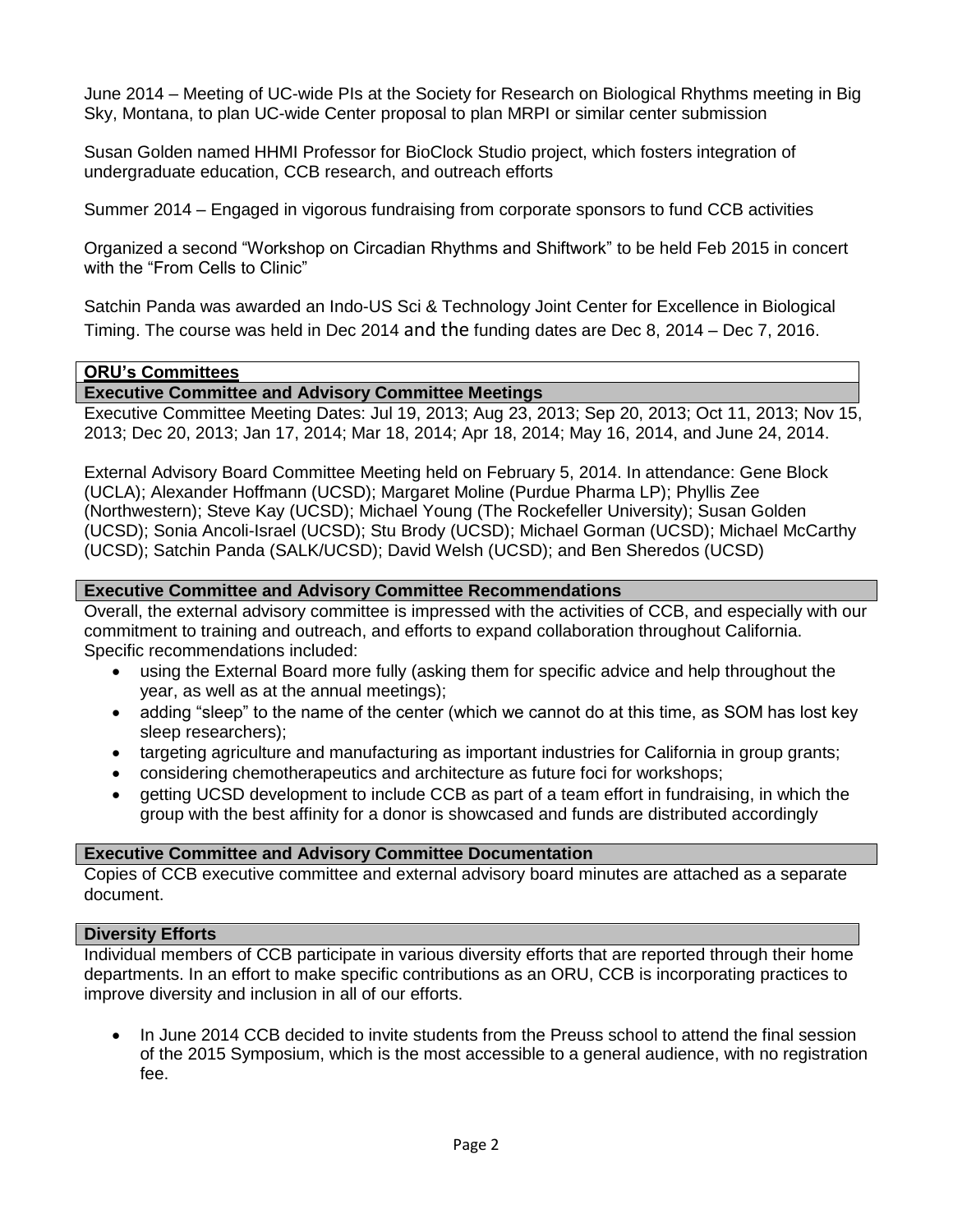June 2014 – Meeting of UC-wide PIs at the Society for Research on Biological Rhythms meeting in Big Sky, Montana, to plan UC-wide Center proposal to plan MRPI or similar center submission

Susan Golden named HHMI Professor for BioClock Studio project, which fosters integration of undergraduate education, CCB research, and outreach efforts

Summer 2014 – Engaged in vigorous fundraising from corporate sponsors to fund CCB activities

Organized a second "Workshop on Circadian Rhythms and Shiftwork" to be held Feb 2015 in concert with the "From Cells to Clinic"

Satchin Panda was awarded an Indo-US Sci & Technology Joint Center for Excellence in Biological Timing. The course was held in Dec 2014 and the funding dates are Dec 8, 2014 – Dec 7, 2016.

## ORU's Committees

### Executive Committee and Advisory Committee Meetings

Executive Committee Meeting Dates: Jul 19, 2013; Aug 23, 2013; Sep 20, 2013; Oct 11, 2013; Nov 15, 2013; Dec 20, 2013; Jan 17, 2014; Mar 18, 2014; Apr 18, 2014; May 16, 2014, and June 24, 2014.

External Advisory Board Committee Meeting held on February 5, 2014. In attendance: Gene Block (UCLA); Alexander Hoffmann (UCSD); Margaret Moline (Purdue Pharma LP); Phyllis Zee (Northwestern); Steve Kay (UCSD); Michael Young (The Rockefeller University); Susan Golden (UCSD); Sonia Ancoli-Israel (UCSD); Stu Brody (UCSD); Michael Gorman (UCSD); Michael McCarthy (UCSD); Satchin Panda (SALK/UCSD); David Welsh (UCSD); and Ben Sheredos (UCSD)

### Executive Committee and Advisory Committee Recommendations

Overall, the external advisory committee is impressed with the activities of CCB, and especially with our commitment to training and outreach, and efforts to expand collaboration throughout California. Specific recommendations included:

- using the External Board more fully (asking them for specific advice and help throughout the year, as well as at the annual meetings);
- adding "sleep" to the name of the center (which we cannot do at this time, as SOM has lost key sleep researchers);
- targeting agriculture and manufacturing as important industries for California in group grants;
- considering chemotherapeutics and architecture as future foci for workshops;
- getting UCSD development to include CCB as part of a team effort in fundraising, in which the group with the best affinity for a donor is showcased and funds are distributed accordingly

### Executive Committee and Advisory Committee Documentation

Copies of CCB executive committee and external advisory board minutes are attached as a separate document.

### Diversity Efforts

Individual members of CCB participate in various diversity efforts that are reported through their home departments. In an effort to make specific contributions as an ORU, CCB is incorporating practices to improve diversity and inclusion in all of our efforts.

- In June 2014 CCB decided to invite students from the Preuss school to attend the final session of the 2015 Symposium, which is the most accessible to a general audience, with no registration fee.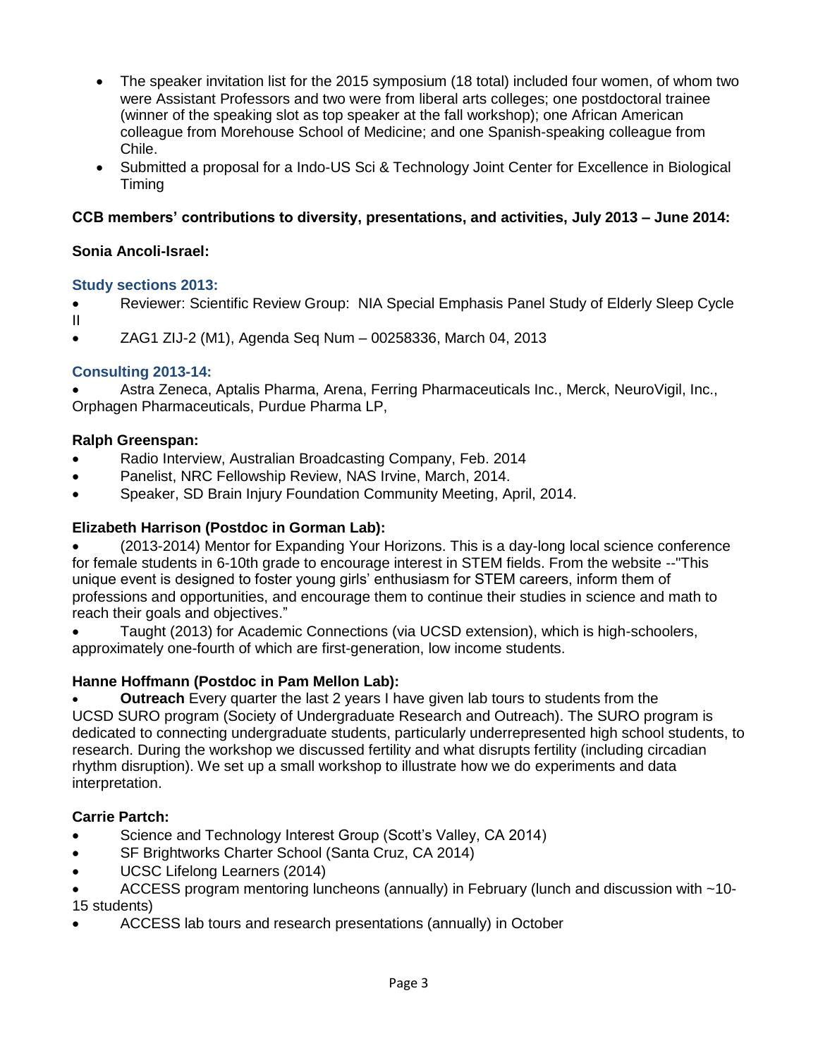- The speaker invitation list for the 2015 symposium (18 total) included four women, of whom two were Assistant Professors and two were from liberal arts colleges; one postdoctoral trainee (winner of the speaking slot as top speaker at the fall workshop); one African American colleague from Morehouse School of Medicine; and one Spanish-speaking colleague from Chile.
- Submitted a proposal for a Indo-US Sci & Technology Joint Center for Excellence in Biological Timing

**CCB members' contributions to diversity, presentations, and activities, July 2013 – June 2014:**

**Sonia Ancoli-Israel:**

### Study sections 2013:

- Reviewer: Scientific Review Group: NIA Special Emphasis Panel Study of Elderly Sleep Cycle II
- ZAG1 ZIJ-2 (M1), Agenda Seq Num – 00258336, March 04, 2013

### Consulting 2013-14:

- Astra Zeneca, Aptalis Pharma, Arena, Ferring Pharmaceuticals Inc., Merck, NeuroVigil, Inc., Orphagen Pharmaceuticals, Purdue Pharma LP,

**Ralph Greenspan:**

- Radio Interview, Australian Broadcasting Company, Feb. 2014
- Panelist, NRC Fellowship Review, NAS Irvine, March, 2014.
- Speaker, SD Brain Injury Foundation Community Meeting, April, 2014.

**Elizabeth Harrison (Postdoc in Gorman Lab):**

- (2013-2014) Mentor for Expanding Your Horizons. This is a day-long local science conference for female students in 6-10th grade to encourage interest in STEM fields. From the website --"This unique event is designed to foster young girls' enthusiasm for STEM careers, inform them of professions and opportunities, and encourage them to continue their studies in science and math to reach their goals and objectives."
- Taught (2013) for Academic Connections (via UCSD extension), which is high-schoolers, approximately one-fourth of which are first-generation, low income students.

**Hanne Hoffmann (Postdoc in Pam Mellon Lab):**

- **Outreach** Every quarter the last 2 years I have given lab tours to students from the UCSD SURO program (Society of Undergraduate Research and Outreach). The SURO program is dedicated to connecting undergraduate students, particularly underrepresented high school students, to research. During the workshop we discussed fertility and what disrupts fertility (including circadian rhythm disruption). We set up a small workshop to illustrate how we do experiments and data interpretation.

**Carrie Partch:**

- Science and Technology Interest Group (Scott's Valley, CA 2014)
- SF Brightworks Charter School (Santa Cruz, CA 2014)
- UCSC Lifelong Learners (2014)
- ACCESS program mentoring luncheons (annually) in February (lunch and discussion with ~10-15 students)
- ACCESS lab tours and research presentations (annually) in October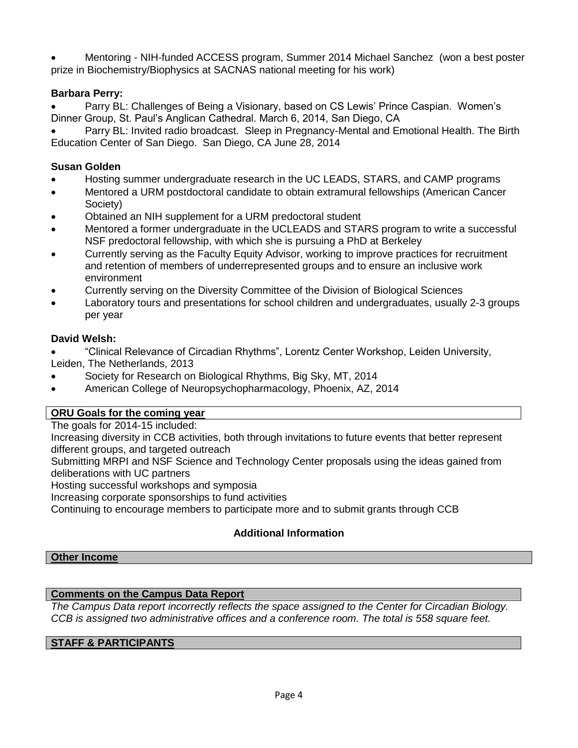- Mentoring - NIH-funded ACCESS program, Summer 2014 Michael Sanchez (won a best poster prize in Biochemistry/Biophysics at SACNAS national meeting for his work)

**Barbara Perry:**

- Parry BL: Challenges of Being a Visionary, based on CS Lewis' Prince Caspian. Women's Dinner Group, St. Paul's Anglican Cathedral. March 6, 2014, San Diego, CA
- Parry BL: Invited radio broadcast. Sleep in Pregnancy-Mental and Emotional Health. The Birth Education Center of San Diego. San Diego, CA June 28, 2014

**Susan Golden**

- Hosting summer undergraduate research in the UC LEADS, STARS, and CAMP programs
- Mentored a URM postdoctoral candidate to obtain extramural fellowships (American Cancer Society)
- Obtained an NIH supplement for a URM predoctoral student
- Mentored a former undergraduate in the UCLEADS and STARS program to write a successful NSF predoctoral fellowship, with which she is pursuing a PhD at Berkeley
- Currently serving as the Faculty Equity Advisor, working to improve practices for recruitment and retention of members of underrepresented groups and to ensure an inclusive work environment
- Currently serving on the Diversity Committee of the Division of Biological Sciences
- Laboratory tours and presentations for school children and undergraduates, usually 2-3 groups per year

**David Welsh:**

- "Clinical Relevance of Circadian Rhythms", Lorentz Center Workshop, Leiden University, Leiden, The Netherlands, 2013
- Society for Research on Biological Rhythms, Big Sky, MT, 2014
- American College of Neuropsychopharmacology, Phoenix, AZ, 2014

**ORU Goals for the coming year**

The goals for 2014-15 included:

Increasing diversity in CCB activities, both through invitations to future events that better represent different groups, and targeted outreach

Submitting MRPI and NSF Science and Technology Center proposals using the ideas gained from deliberations with UC partners

Hosting successful workshops and symposia

Increasing corporate sponsorships to fund activities

Continuing to encourage members to participate more and to submit grants through CCB

## Additional Information

**Other Income**

**Comments on the Campus Data Report**

*The Campus Data report incorrectly reflects the space assigned to the Center for Circadian Biology. CCB is assigned two administrative offices and a conference room. The total is 558 square feet.*

**STAFF & PARTICIPANTS**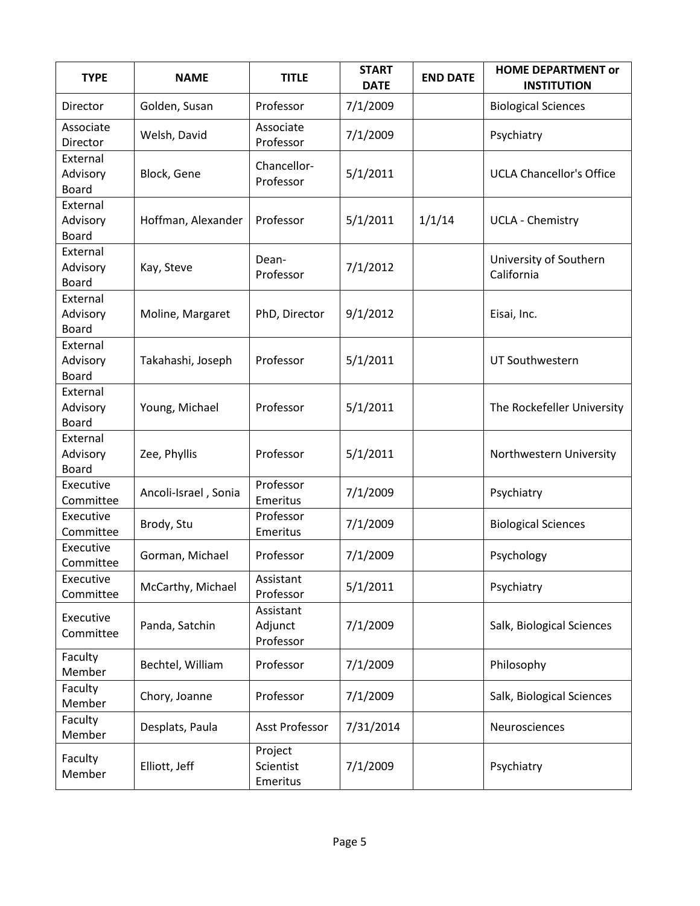| TYPE | NAME | TITLE | START DATE | END DATE | HOME DEPARTMENT or INSTITUTION |
|---|---|---|---|---|---|
| Director | Golden, Susan | Professor | 7/1/2009 | | Biological Sciences |
| Associate Director | Welsh, David | Associate Professor | 7/1/2009 | | Psychiatry |
| External Advisory Board | Block, Gene | Chancellor-Professor | 5/1/2011 | | UCLA Chancellor's Office |
| External Advisory Board | Hoffman, Alexander | Professor | 5/1/2011 | 1/1/14 | UCLA - Chemistry |
| External Advisory Board | Kay, Steve | Dean-Professor | 7/1/2012 | | University of Southern California |
| External Advisory Board | Moline, Margaret | PhD, Director | 9/1/2012 | | Eisai, Inc. |
| External Advisory Board | Takahashi, Joseph | Professor | 5/1/2011 | | UT Southwestern |
| External Advisory Board | Young, Michael | Professor | 5/1/2011 | | The Rockefeller University |
| External Advisory Board | Zee, Phyllis | Professor | 5/1/2011 | | Northwestern University |
| Executive Committee | Ancoli-Israel , Sonia | Professor Emeritus | 7/1/2009 | | Psychiatry |
| Executive Committee | Brody, Stu | Professor Emeritus | 7/1/2009 | | Biological Sciences |
| Executive Committee | Gorman, Michael | Professor | 7/1/2009 | | Psychology |
| Executive Committee | McCarthy, Michael | Assistant Professor | 5/1/2011 | | Psychiatry |
| Executive Committee | Panda, Satchin | Assistant Adjunct Professor | 7/1/2009 | | Salk, Biological Sciences |
| Faculty Member | Bechtel, William | Professor | 7/1/2009 | | Philosophy |
| Faculty Member | Chory, Joanne | Professor | 7/1/2009 | | Salk, Biological Sciences |
| Faculty Member | Desplats, Paula | Asst Professor | 7/31/2014 | | Neurosciences |
| Faculty Member | Elliott, Jeff | Project Scientist Emeritus | 7/1/2009 | | Psychiatry |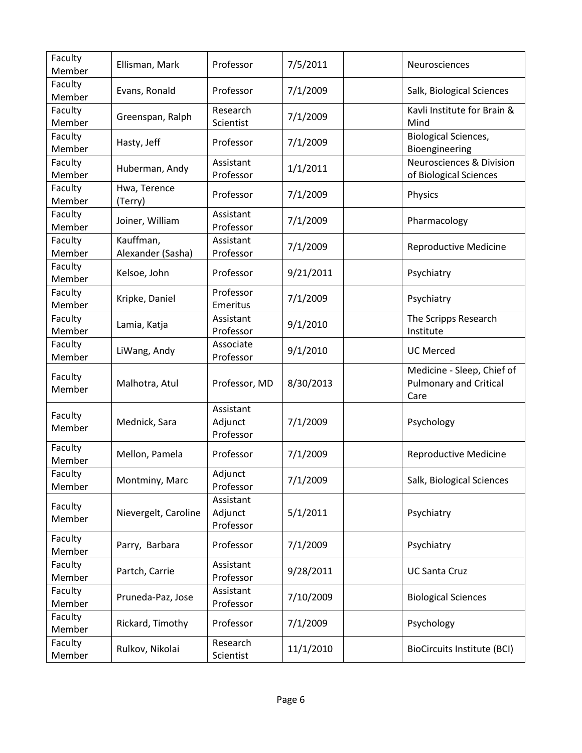| Faculty Member | Ellisman, Mark | Professor | 7/5/2011 | | Neurosciences |
|---|---|---|---|---|---|
| Faculty Member | Evans, Ronald | Professor | 7/1/2009 | | Salk, Biological Sciences |
| Faculty Member | Greenspan, Ralph | Research Scientist | 7/1/2009 | | Kavli Institute for Brain & Mind |
| Faculty Member | Hasty, Jeff | Professor | 7/1/2009 | | Biological Sciences, Bioengineering |
| Faculty Member | Huberman, Andy | Assistant Professor | 1/1/2011 | | Neurosciences & Division of Biological Sciences |
| Faculty Member | Hwa, Terence (Terry) | Professor | 7/1/2009 | | Physics |
| Faculty Member | Joiner, William | Assistant Professor | 7/1/2009 | | Pharmacology |
| Faculty Member | Kauffman, Alexander (Sasha) | Assistant Professor | 7/1/2009 | | Reproductive Medicine |
| Faculty Member | Kelsoe, John | Professor | 9/21/2011 | | Psychiatry |
| Faculty Member | Kripke, Daniel | Professor Emeritus | 7/1/2009 | | Psychiatry |
| Faculty Member | Lamia, Katja | Assistant Professor | 9/1/2010 | | The Scripps Research Institute |
| Faculty Member | LiWang, Andy | Associate Professor | 9/1/2010 | | UC Merced |
| Faculty Member | Malhotra, Atul | Professor, MD | 8/30/2013 | | Medicine - Sleep, Chief of Pulmonary and Critical Care |
| Faculty Member | Mednick, Sara | Assistant Adjunct Professor | 7/1/2009 | | Psychology |
| Faculty Member | Mellon, Pamela | Professor | 7/1/2009 | | Reproductive Medicine |
| Faculty Member | Montminy, Marc | Adjunct Professor | 7/1/2009 | | Salk, Biological Sciences |
| Faculty Member | Nievergelt, Caroline | Assistant Adjunct Professor | 5/1/2011 | | Psychiatry |
| Faculty Member | Parry, Barbara | Professor | 7/1/2009 | | Psychiatry |
| Faculty Member | Partch, Carrie | Assistant Professor | 9/28/2011 | | UC Santa Cruz |
| Faculty Member | Pruneda-Paz, Jose | Assistant Professor | 7/10/2009 | | Biological Sciences |
| Faculty Member | Rickard, Timothy | Professor | 7/1/2009 | | Psychology |
| Faculty Member | Rulkov, Nikolai | Research Scientist | 11/1/2010 | | BioCircuits Institute (BCI) |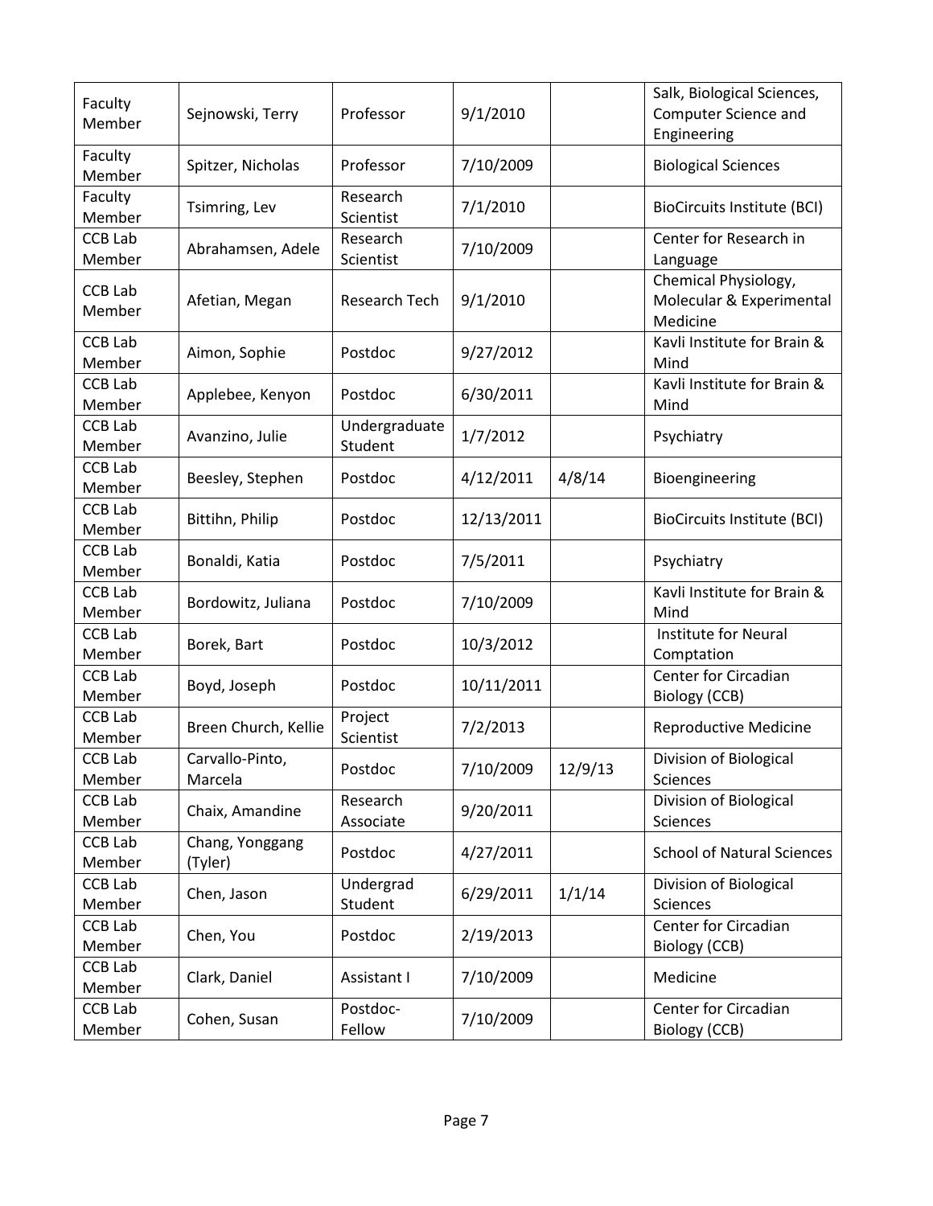| | | | | | |
|---|---|---|---|---|---|
| Faculty Member | Sejnowski, Terry | Professor | 9/1/2010 | | Salk, Biological Sciences, Computer Science and Engineering |
| Faculty Member | Spitzer, Nicholas | Professor | 7/10/2009 | | Biological Sciences |
| Faculty Member | Tsimring, Lev | Research Scientist | 7/1/2010 | | BioCircuits Institute (BCI) |
| CCB Lab Member | Abrahamsen, Adele | Research Scientist | 7/10/2009 | | Center for Research in Language |
| CCB Lab Member | Afetian, Megan | Research Tech | 9/1/2010 | | Chemical Physiology, Molecular & Experimental Medicine |
| CCB Lab Member | Aimon, Sophie | Postdoc | 9/27/2012 | | Kavli Institute for Brain & Mind |
| CCB Lab Member | Applebee, Kenyon | Postdoc | 6/30/2011 | | Kavli Institute for Brain & Mind |
| CCB Lab Member | Avanzino, Julie | Undergraduate Student | 1/7/2012 | | Psychiatry |
| CCB Lab Member | Beesley, Stephen | Postdoc | 4/12/2011 | 4/8/14 | Bioengineering |
| CCB Lab Member | Bittihn, Philip | Postdoc | 12/13/2011 | | BioCircuits Institute (BCI) |
| CCB Lab Member | Bonaldi, Katia | Postdoc | 7/5/2011 | | Psychiatry |
| CCB Lab Member | Bordowitz, Juliana | Postdoc | 7/10/2009 | | Kavli Institute for Brain & Mind |
| CCB Lab Member | Borek, Bart | Postdoc | 10/3/2012 | | Institute for Neural Comptation |
| CCB Lab Member | Boyd, Joseph | Postdoc | 10/11/2011 | | Center for Circadian Biology (CCB) |
| CCB Lab Member | Breen Church, Kellie | Project Scientist | 7/2/2013 | | Reproductive Medicine |
| CCB Lab Member | Carvallo-Pinto, Marcela | Postdoc | 7/10/2009 | 12/9/13 | Division of Biological Sciences |
| CCB Lab Member | Chaix, Amandine | Research Associate | 9/20/2011 | | Division of Biological Sciences |
| CCB Lab Member | Chang, Yonggang (Tyler) | Postdoc | 4/27/2011 | | School of Natural Sciences |
| CCB Lab Member | Chen, Jason | Undergrad Student | 6/29/2011 | 1/1/14 | Division of Biological Sciences |
| CCB Lab Member | Chen, You | Postdoc | 2/19/2013 | | Center for Circadian Biology (CCB) |
| CCB Lab Member | Clark, Daniel | Assistant I | 7/10/2009 | | Medicine |
| CCB Lab Member | Cohen, Susan | Postdoc-Fellow | 7/10/2009 | | Center for Circadian Biology (CCB) |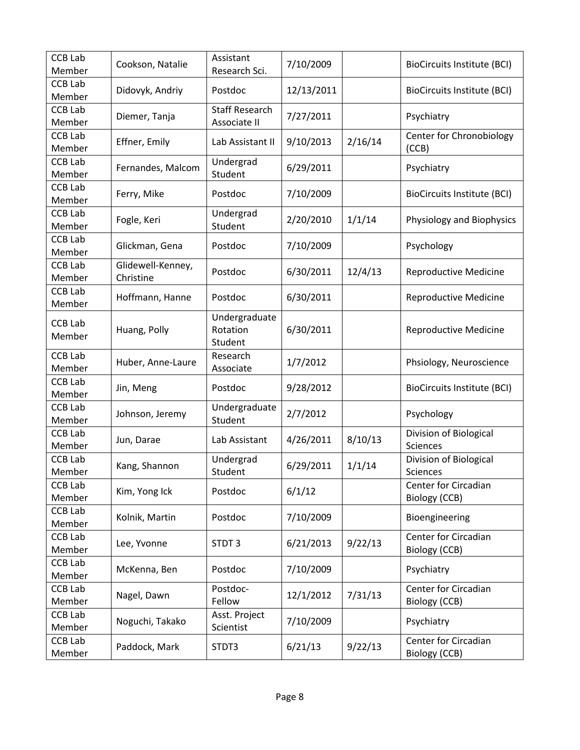| | | | | | |
|---|---|---|---|---|---|
| CCB Lab Member | Cookson, Natalie | Assistant Research Sci. | 7/10/2009 | | BioCircuits Institute (BCI) |
| CCB Lab Member | Didovyk, Andriy | Postdoc | 12/13/2011 | | BioCircuits Institute (BCI) |
| CCB Lab Member | Diemer, Tanja | Staff Research Associate II | 7/27/2011 | | Psychiatry |
| CCB Lab Member | Effner, Emily | Lab Assistant II | 9/10/2013 | 2/16/14 | Center for Chronobiology (CCB) |
| CCB Lab Member | Fernandes, Malcom | Undergrad Student | 6/29/2011 | | Psychiatry |
| CCB Lab Member | Ferry, Mike | Postdoc | 7/10/2009 | | BioCircuits Institute (BCI) |
| CCB Lab Member | Fogle, Keri | Undergrad Student | 2/20/2010 | 1/1/14 | Physiology and Biophysics |
| CCB Lab Member | Glickman, Gena | Postdoc | 7/10/2009 | | Psychology |
| CCB Lab Member | Glidewell-Kenney, Christine | Postdoc | 6/30/2011 | 12/4/13 | Reproductive Medicine |
| CCB Lab Member | Hoffmann, Hanne | Postdoc | 6/30/2011 | | Reproductive Medicine |
| CCB Lab Member | Huang, Polly | Undergraduate Rotation Student | 6/30/2011 | | Reproductive Medicine |
| CCB Lab Member | Huber, Anne-Laure | Research Associate | 1/7/2012 | | Phsiology, Neuroscience |
| CCB Lab Member | Jin, Meng | Postdoc | 9/28/2012 | | BioCircuits Institute (BCI) |
| CCB Lab Member | Johnson, Jeremy | Undergraduate Student | 2/7/2012 | | Psychology |
| CCB Lab Member | Jun, Darae | Lab Assistant | 4/26/2011 | 8/10/13 | Division of Biological Sciences |
| CCB Lab Member | Kang, Shannon | Undergrad Student | 6/29/2011 | 1/1/14 | Division of Biological Sciences |
| CCB Lab Member | Kim, Yong Ick | Postdoc | 6/1/12 | | Center for Circadian Biology (CCB) |
| CCB Lab Member | Kolnik, Martin | Postdoc | 7/10/2009 | | Bioengineering |
| CCB Lab Member | Lee, Yvonne | STDT 3 | 6/21/2013 | 9/22/13 | Center for Circadian Biology (CCB) |
| CCB Lab Member | McKenna, Ben | Postdoc | 7/10/2009 | | Psychiatry |
| CCB Lab Member | Nagel, Dawn | Postdoc-Fellow | 12/1/2012 | 7/31/13 | Center for Circadian Biology (CCB) |
| CCB Lab Member | Noguchi, Takako | Asst. Project Scientist | 7/10/2009 | | Psychiatry |
| CCB Lab Member | Paddock, Mark | STDT3 | 6/21/13 | 9/22/13 | Center for Circadian Biology (CCB) |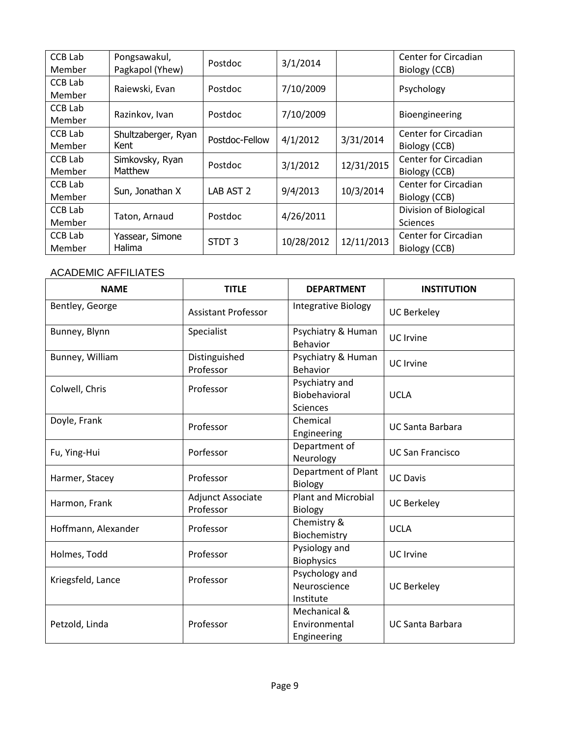| CCB Lab Member | Pongsawakul, Pagkapol (Yhew) | Postdoc | 3/1/2014 | | Center for Circadian Biology (CCB) |
|---|---|---|---|---|---|
| CCB Lab Member | Raiewski, Evan | Postdoc | 7/10/2009 | | Psychology |
| CCB Lab Member | Razinkov, Ivan | Postdoc | 7/10/2009 | | Bioengineering |
| CCB Lab Member | Shultzaberger, Ryan Kent | Postdoc-Fellow | 4/1/2012 | 3/31/2014 | Center for Circadian Biology (CCB) |
| CCB Lab Member | Simkovsky, Ryan Matthew | Postdoc | 3/1/2012 | 12/31/2015 | Center for Circadian Biology (CCB) |
| CCB Lab Member | Sun, Jonathan X | LAB AST 2 | 9/4/2013 | 10/3/2014 | Center for Circadian Biology (CCB) |
| CCB Lab Member | Taton, Arnaud | Postdoc | 4/26/2011 | | Division of Biological Sciences |
| CCB Lab Member | Yassear, Simone Halima | STDT 3 | 10/28/2012 | 12/11/2013 | Center for Circadian Biology (CCB) |

## ACADEMIC AFFILIATES

| NAME | TITLE | DEPARTMENT | INSTITUTION |
|---|---|---|---|
| Bentley, George | Assistant Professor | Integrative Biology | UC Berkeley |
| Bunney, Blynn | Specialist | Psychiatry & Human Behavior | UC Irvine |
| Bunney, William | Distinguished Professor | Psychiatry & Human Behavior | UC Irvine |
| Colwell, Chris | Professor | Psychiatry and Biobehavioral Sciences | UCLA |
| Doyle, Frank | Professor | Chemical Engineering | UC Santa Barbara |
| Fu, Ying-Hui | Porfessor | Department of Neurology | UC San Francisco |
| Harmer, Stacey | Professor | Department of Plant Biology | UC Davis |
| Harmon, Frank | Adjunct Associate Professor | Plant and Microbial Biology | UC Berkeley |
| Hoffmann, Alexander | Professor | Chemistry & Biochemistry | UCLA |
| Holmes, Todd | Professor | Pysiology and Biophysics | UC Irvine |
| Kriegsfeld, Lance | Professor | Psychology and Neuroscience Institute | UC Berkeley |
| Petzold, Linda | Professor | Mechanical & Environmental Engineering | UC Santa Barbara |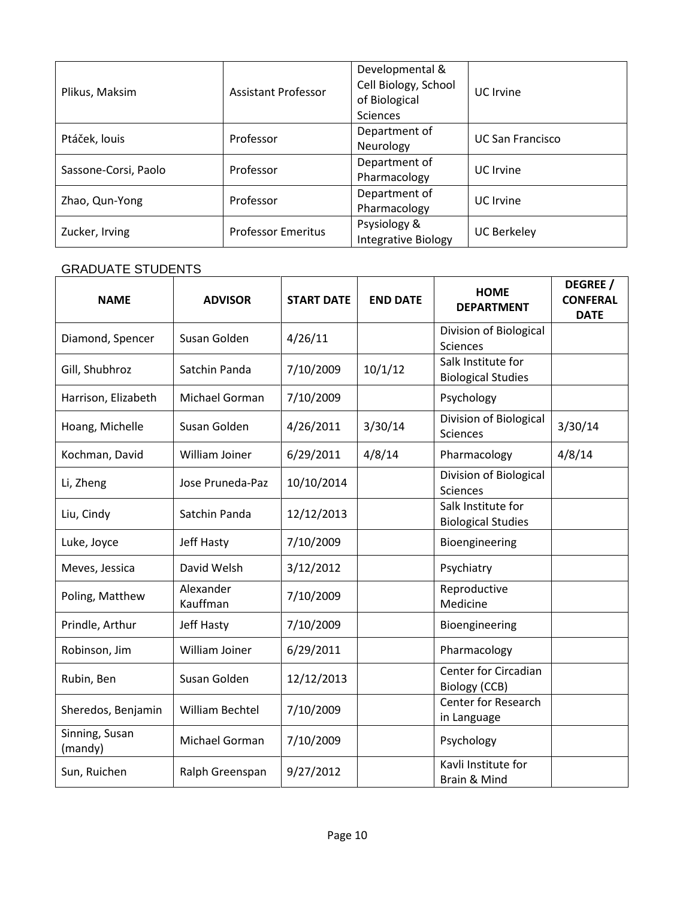| | | | |
|---|---|---|---|
| Plikus, Maksim | Assistant Professor | Developmental & Cell Biology, School of Biological Sciences | UC Irvine |
| Ptáček, louis | Professor | Department of Neurology | UC San Francisco |
| Sassone-Corsi, Paolo | Professor | Department of Pharmacology | UC Irvine |
| Zhao, Qun-Yong | Professor | Department of Pharmacology | UC Irvine |
| Zucker, Irving | Professor Emeritus | Psysiology & Integrative Biology | UC Berkeley |

## GRADUATE STUDENTS

| NAME | ADVISOR | START DATE | END DATE | HOME DEPARTMENT | DEGREE / CONFERAL DATE |
|---|---|---|---|---|---|
| Diamond, Spencer | Susan Golden | 4/26/11 | | Division of Biological Sciences | |
| Gill, Shubhroz | Satchin Panda | 7/10/2009 | 10/1/12 | Salk Institute for Biological Studies | |
| Harrison, Elizabeth | Michael Gorman | 7/10/2009 | | Psychology | |
| Hoang, Michelle | Susan Golden | 4/26/2011 | 3/30/14 | Division of Biological Sciences | 3/30/14 |
| Kochman, David | William Joiner | 6/29/2011 | 4/8/14 | Pharmacology | 4/8/14 |
| Li, Zheng | Jose Pruneda-Paz | 10/10/2014 | | Division of Biological Sciences | |
| Liu, Cindy | Satchin Panda | 12/12/2013 | | Salk Institute for Biological Studies | |
| Luke, Joyce | Jeff Hasty | 7/10/2009 | | Bioengineering | |
| Meves, Jessica | David Welsh | 3/12/2012 | | Psychiatry | |
| Poling, Matthew | Alexander Kauffman | 7/10/2009 | | Reproductive Medicine | |
| Prindle, Arthur | Jeff Hasty | 7/10/2009 | | Bioengineering | |
| Robinson, Jim | William Joiner | 6/29/2011 | | Pharmacology | |
| Rubin, Ben | Susan Golden | 12/12/2013 | | Center for Circadian Biology (CCB) | |
| Sheredos, Benjamin | William Bechtel | 7/10/2009 | | Center for Research in Language | |
| Sinning, Susan (mandy) | Michael Gorman | 7/10/2009 | | Psychology | |
| Sun, Ruichen | Ralph Greenspan | 9/27/2012 | | Kavli Institute for Brain & Mind | |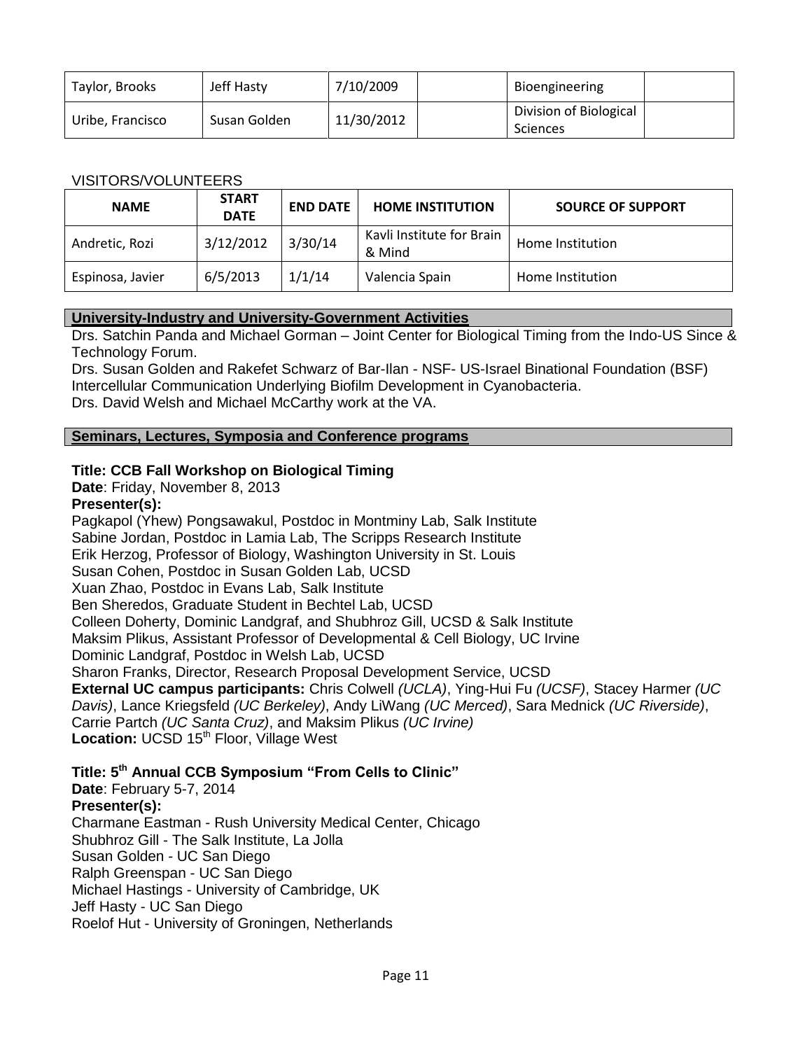| Taylor, Brooks | Jeff Hasty | 7/10/2009 | | Bioengineering | |
|---|---|---|---|---|---|
| Uribe, Francisco | Susan Golden | 11/30/2012 | | Division of Biological Sciences | |

VISITORS/VOLUNTEERS

| NAME | START DATE | END DATE | HOME INSTITUTION | SOURCE OF SUPPORT |
|---|---|---|---|---|
| Andretic, Rozi | 3/12/2012 | 3/30/14 | Kavli Institute for Brain & Mind | Home Institution |
| Espinosa, Javier | 6/5/2013 | 1/1/14 | Valencia Spain | Home Institution |

## University-Industry and University-Government Activities

Drs. Satchin Panda and Michael Gorman – Joint Center for Biological Timing from the Indo-US Since & Technology Forum.
Drs. Susan Golden and Rakefet Schwarz of Bar-Ilan - NSF- US-Israel Binational Foundation (BSF) Intercellular Communication Underlying Biofilm Development in Cyanobacteria.
Drs. David Welsh and Michael McCarthy work at the VA.

## Seminars, Lectures, Symposia and Conference programs

**Title: CCB Fall Workshop on Biological Timing**
**Date**: Friday, November 8, 2013
**Presenter(s):**
Pagkapol (Yhew) Pongsawakul, Postdoc in Montminy Lab, Salk Institute
Sabine Jordan, Postdoc in Lamia Lab, The Scripps Research Institute
Erik Herzog, Professor of Biology, Washington University in St. Louis
Susan Cohen, Postdoc in Susan Golden Lab, UCSD
Xuan Zhao, Postdoc in Evans Lab, Salk Institute
Ben Sheredos, Graduate Student in Bechtel Lab, UCSD
Colleen Doherty, Dominic Landgraf, and Shubhroz Gill, UCSD & Salk Institute
Maksim Plikus, Assistant Professor of Developmental & Cell Biology, UC Irvine
Dominic Landgraf, Postdoc in Welsh Lab, UCSD
Sharon Franks, Director, Research Proposal Development Service, UCSD
**External UC campus participants:** Chris Colwell *(UCLA)*, Ying-Hui Fu *(UCSF)*, Stacey Harmer *(UC Davis)*, Lance Kriegsfeld *(UC Berkeley)*, Andy LiWang *(UC Merced)*, Sara Mednick *(UC Riverside)*, Carrie Partch *(UC Santa Cruz)*, and Maksim Plikus *(UC Irvine)*
**Location:** UCSD 15th Floor, Village West

**Title: 5th Annual CCB Symposium "From Cells to Clinic"**
**Date**: February 5-7, 2014
**Presenter(s):**
Charmane Eastman - Rush University Medical Center, Chicago
Shubhroz Gill - The Salk Institute, La Jolla
Susan Golden - UC San Diego
Ralph Greenspan - UC San Diego
Michael Hastings - University of Cambridge, UK
Jeff Hasty - UC San Diego
Roelof Hut - University of Groningen, Netherlands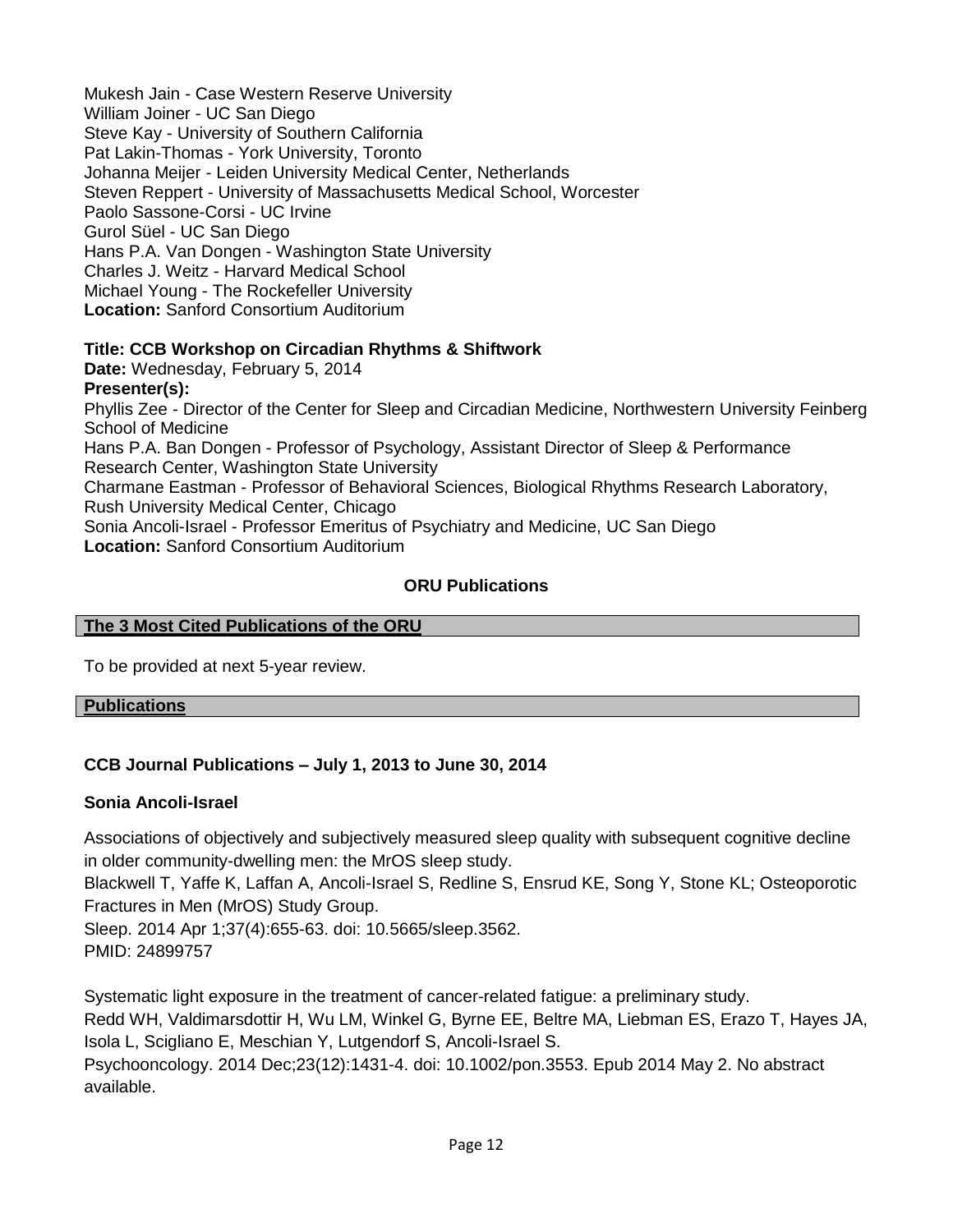Mukesh Jain - Case Western Reserve University
William Joiner - UC San Diego
Steve Kay - University of Southern California
Pat Lakin-Thomas - York University, Toronto
Johanna Meijer - Leiden University Medical Center, Netherlands
Steven Reppert - University of Massachusetts Medical School, Worcester
Paolo Sassone-Corsi - UC Irvine
Gurol Süel - UC San Diego
Hans P.A. Van Dongen - Washington State University
Charles J. Weitz - Harvard Medical School
Michael Young - The Rockefeller University
**Location:** Sanford Consortium Auditorium

**Title: CCB Workshop on Circadian Rhythms & Shiftwork**
**Date:** Wednesday, February 5, 2014
**Presenter(s):**
Phyllis Zee - Director of the Center for Sleep and Circadian Medicine, Northwestern University Feinberg School of Medicine
Hans P.A. Ban Dongen - Professor of Psychology, Assistant Director of Sleep & Performance Research Center, Washington State University
Charmane Eastman - Professor of Behavioral Sciences, Biological Rhythms Research Laboratory, Rush University Medical Center, Chicago
Sonia Ancoli-Israel - Professor Emeritus of Psychiatry and Medicine, UC San Diego
**Location:** Sanford Consortium Auditorium

## ORU Publications

### The 3 Most Cited Publications of the ORU

To be provided at next 5-year review.

### Publications

### CCB Journal Publications – July 1, 2013 to June 30, 2014

**Sonia Ancoli-Israel**

Associations of objectively and subjectively measured sleep quality with subsequent cognitive decline in older community-dwelling men: the MrOS sleep study.
Blackwell T, Yaffe K, Laffan A, Ancoli-Israel S, Redline S, Ensrud KE, Song Y, Stone KL; Osteoporotic Fractures in Men (MrOS) Study Group.
Sleep. 2014 Apr 1;37(4):655-63. doi: 10.5665/sleep.3562.
PMID: 24899757

Systematic light exposure in the treatment of cancer-related fatigue: a preliminary study.
Redd WH, Valdimarsdottir H, Wu LM, Winkel G, Byrne EE, Beltre MA, Liebman ES, Erazo T, Hayes JA, Isola L, Scigliano E, Meschian Y, Lutgendorf S, Ancoli-Israel S.
Psychooncology. 2014 Dec;23(12):1431-4. doi: 10.1002/pon.3553. Epub 2014 May 2. No abstract available.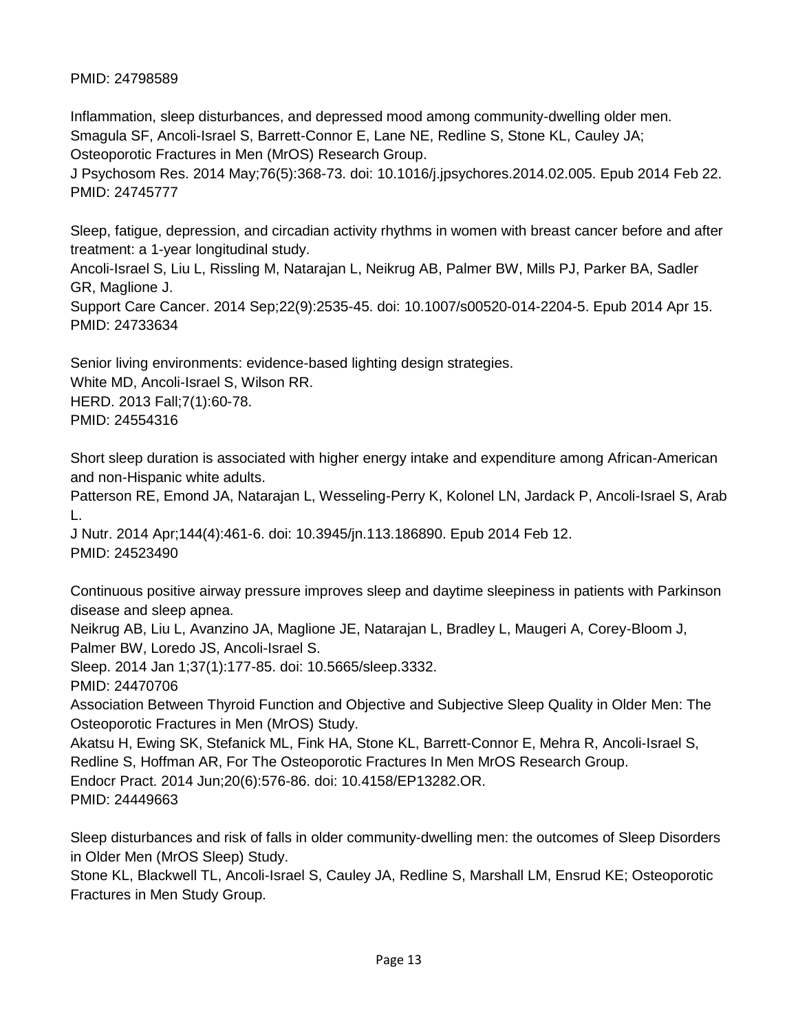PMID: 24798589

Inflammation, sleep disturbances, and depressed mood among community-dwelling older men.
Smagula SF, Ancoli-Israel S, Barrett-Connor E, Lane NE, Redline S, Stone KL, Cauley JA; Osteoporotic Fractures in Men (MrOS) Research Group.
J Psychosom Res. 2014 May;76(5):368-73. doi: 10.1016/j.jpsychores.2014.02.005. Epub 2014 Feb 22.
PMID: 24745777

Sleep, fatigue, depression, and circadian activity rhythms in women with breast cancer before and after treatment: a 1-year longitudinal study.
Ancoli-Israel S, Liu L, Rissling M, Natarajan L, Neikrug AB, Palmer BW, Mills PJ, Parker BA, Sadler GR, Maglione J.
Support Care Cancer. 2014 Sep;22(9):2535-45. doi: 10.1007/s00520-014-2204-5. Epub 2014 Apr 15.
PMID: 24733634

Senior living environments: evidence-based lighting design strategies.
White MD, Ancoli-Israel S, Wilson RR.
HERD. 2013 Fall;7(1):60-78.
PMID: 24554316

Short sleep duration is associated with higher energy intake and expenditure among African-American and non-Hispanic white adults.
Patterson RE, Emond JA, Natarajan L, Wesseling-Perry K, Kolonel LN, Jardack P, Ancoli-Israel S, Arab L.
J Nutr. 2014 Apr;144(4):461-6. doi: 10.3945/jn.113.186890. Epub 2014 Feb 12.
PMID: 24523490

Continuous positive airway pressure improves sleep and daytime sleepiness in patients with Parkinson disease and sleep apnea.
Neikrug AB, Liu L, Avanzino JA, Maglione JE, Natarajan L, Bradley L, Maugeri A, Corey-Bloom J, Palmer BW, Loredo JS, Ancoli-Israel S.
Sleep. 2014 Jan 1;37(1):177-85. doi: 10.5665/sleep.3332.
PMID: 24470706

Association Between Thyroid Function and Objective and Subjective Sleep Quality in Older Men: The Osteoporotic Fractures in Men (MrOS) Study.
Akatsu H, Ewing SK, Stefanick ML, Fink HA, Stone KL, Barrett-Connor E, Mehra R, Ancoli-Israel S, Redline S, Hoffman AR, For The Osteoporotic Fractures In Men MrOS Research Group.
Endocr Pract. 2014 Jun;20(6):576-86. doi: 10.4158/EP13282.OR.
PMID: 24449663

Sleep disturbances and risk of falls in older community-dwelling men: the outcomes of Sleep Disorders in Older Men (MrOS Sleep) Study.
Stone KL, Blackwell TL, Ancoli-Israel S, Cauley JA, Redline S, Marshall LM, Ensrud KE; Osteoporotic Fractures in Men Study Group.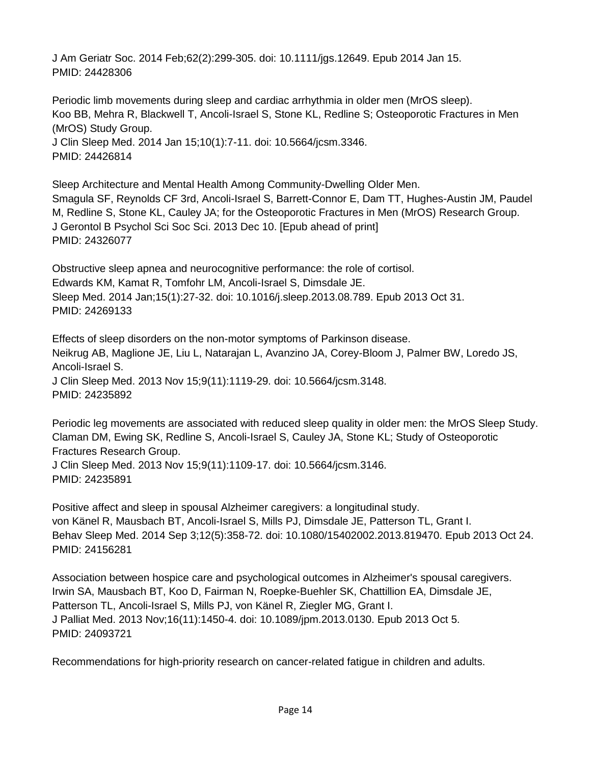J Am Geriatr Soc. 2014 Feb;62(2):299-305. doi: 10.1111/jgs.12649. Epub 2014 Jan 15.
PMID: 24428306

Periodic limb movements during sleep and cardiac arrhythmia in older men (MrOS sleep).
Koo BB, Mehra R, Blackwell T, Ancoli-Israel S, Stone KL, Redline S; Osteoporotic Fractures in Men (MrOS) Study Group.
J Clin Sleep Med. 2014 Jan 15;10(1):7-11. doi: 10.5664/jcsm.3346.
PMID: 24426814

Sleep Architecture and Mental Health Among Community-Dwelling Older Men.
Smagula SF, Reynolds CF 3rd, Ancoli-Israel S, Barrett-Connor E, Dam TT, Hughes-Austin JM, Paudel M, Redline S, Stone KL, Cauley JA; for the Osteoporotic Fractures in Men (MrOS) Research Group.
J Gerontol B Psychol Sci Soc Sci. 2013 Dec 10. [Epub ahead of print]
PMID: 24326077

Obstructive sleep apnea and neurocognitive performance: the role of cortisol.
Edwards KM, Kamat R, Tomfohr LM, Ancoli-Israel S, Dimsdale JE.
Sleep Med. 2014 Jan;15(1):27-32. doi: 10.1016/j.sleep.2013.08.789. Epub 2013 Oct 31.
PMID: 24269133

Effects of sleep disorders on the non-motor symptoms of Parkinson disease.
Neikrug AB, Maglione JE, Liu L, Natarajan L, Avanzino JA, Corey-Bloom J, Palmer BW, Loredo JS, Ancoli-Israel S.
J Clin Sleep Med. 2013 Nov 15;9(11):1119-29. doi: 10.5664/jcsm.3148.
PMID: 24235892

Periodic leg movements are associated with reduced sleep quality in older men: the MrOS Sleep Study.
Claman DM, Ewing SK, Redline S, Ancoli-Israel S, Cauley JA, Stone KL; Study of Osteoporotic Fractures Research Group.
J Clin Sleep Med. 2013 Nov 15;9(11):1109-17. doi: 10.5664/jcsm.3146.
PMID: 24235891

Positive affect and sleep in spousal Alzheimer caregivers: a longitudinal study.
von Känel R, Mausbach BT, Ancoli-Israel S, Mills PJ, Dimsdale JE, Patterson TL, Grant I.
Behav Sleep Med. 2014 Sep 3;12(5):358-72. doi: 10.1080/15402002.2013.819470. Epub 2013 Oct 24.
PMID: 24156281

Association between hospice care and psychological outcomes in Alzheimer's spousal caregivers.
Irwin SA, Mausbach BT, Koo D, Fairman N, Roepke-Buehler SK, Chattillion EA, Dimsdale JE, Patterson TL, Ancoli-Israel S, Mills PJ, von Känel R, Ziegler MG, Grant I.
J Palliat Med. 2013 Nov;16(11):1450-4. doi: 10.1089/jpm.2013.0130. Epub 2013 Oct 5.
PMID: 24093721

Recommendations for high-priority research on cancer-related fatigue in children and adults.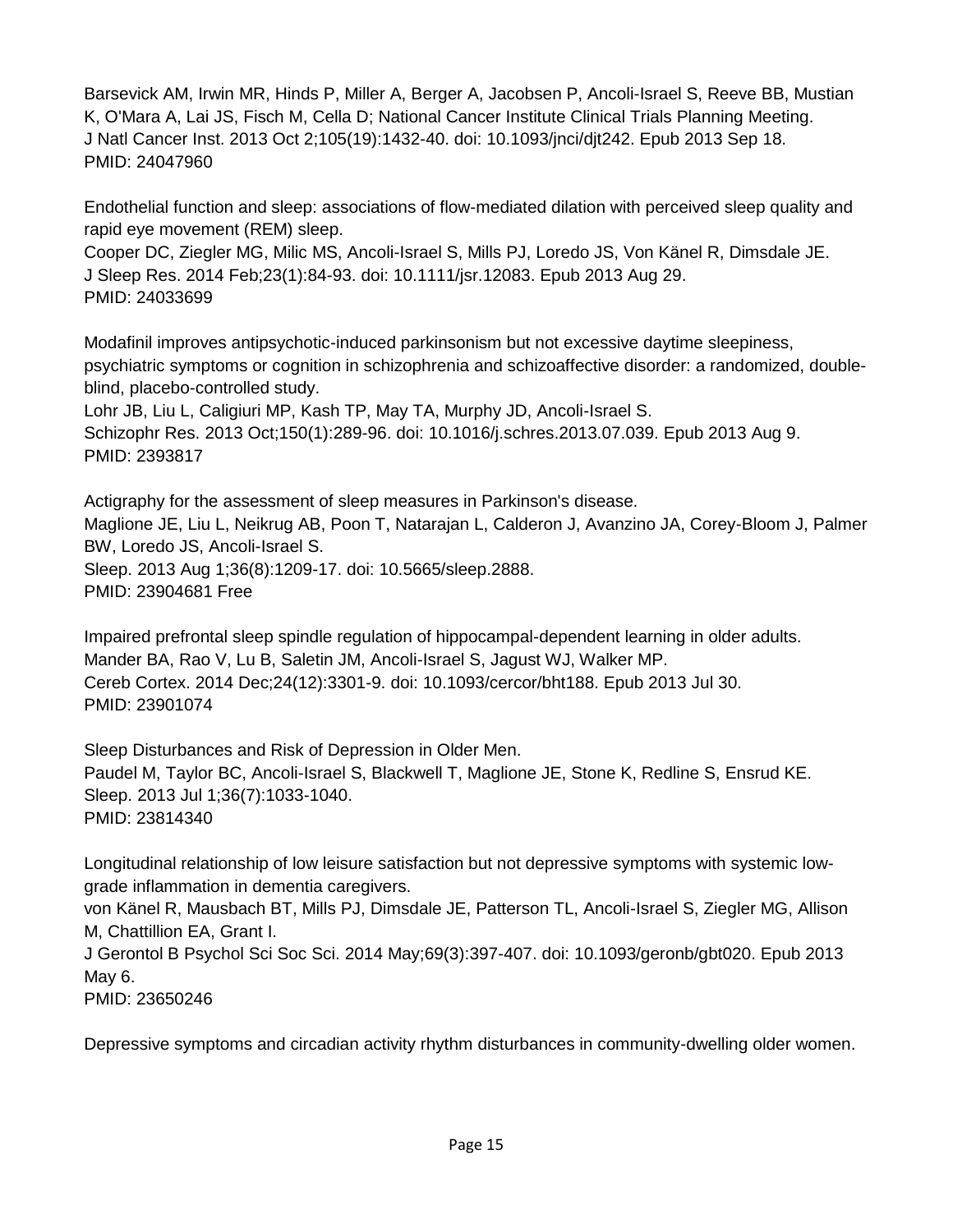Barsevick AM, Irwin MR, Hinds P, Miller A, Berger A, Jacobsen P, Ancoli-Israel S, Reeve BB, Mustian K, O'Mara A, Lai JS, Fisch M, Cella D; National Cancer Institute Clinical Trials Planning Meeting.
J Natl Cancer Inst. 2013 Oct 2;105(19):1432-40. doi: 10.1093/jnci/djt242. Epub 2013 Sep 18.
PMID: 24047960

Endothelial function and sleep: associations of flow-mediated dilation with perceived sleep quality and rapid eye movement (REM) sleep.
Cooper DC, Ziegler MG, Milic MS, Ancoli-Israel S, Mills PJ, Loredo JS, Von Känel R, Dimsdale JE.
J Sleep Res. 2014 Feb;23(1):84-93. doi: 10.1111/jsr.12083. Epub 2013 Aug 29.
PMID: 24033699

Modafinil improves antipsychotic-induced parkinsonism but not excessive daytime sleepiness, psychiatric symptoms or cognition in schizophrenia and schizoaffective disorder: a randomized, double-blind, placebo-controlled study.
Lohr JB, Liu L, Caligiuri MP, Kash TP, May TA, Murphy JD, Ancoli-Israel S.
Schizophr Res. 2013 Oct;150(1):289-96. doi: 10.1016/j.schres.2013.07.039. Epub 2013 Aug 9.
PMID: 2393817

Actigraphy for the assessment of sleep measures in Parkinson's disease.
Maglione JE, Liu L, Neikrug AB, Poon T, Natarajan L, Calderon J, Avanzino JA, Corey-Bloom J, Palmer BW, Loredo JS, Ancoli-Israel S.
Sleep. 2013 Aug 1;36(8):1209-17. doi: 10.5665/sleep.2888.
PMID: 23904681 Free

Impaired prefrontal sleep spindle regulation of hippocampal-dependent learning in older adults.
Mander BA, Rao V, Lu B, Saletin JM, Ancoli-Israel S, Jagust WJ, Walker MP.
Cereb Cortex. 2014 Dec;24(12):3301-9. doi: 10.1093/cercor/bht188. Epub 2013 Jul 30.
PMID: 23901074

Sleep Disturbances and Risk of Depression in Older Men.
Paudel M, Taylor BC, Ancoli-Israel S, Blackwell T, Maglione JE, Stone K, Redline S, Ensrud KE.
Sleep. 2013 Jul 1;36(7):1033-1040.
PMID: 23814340

Longitudinal relationship of low leisure satisfaction but not depressive symptoms with systemic low-grade inflammation in dementia caregivers.
von Känel R, Mausbach BT, Mills PJ, Dimsdale JE, Patterson TL, Ancoli-Israel S, Ziegler MG, Allison M, Chattillion EA, Grant I.
J Gerontol B Psychol Sci Soc Sci. 2014 May;69(3):397-407. doi: 10.1093/geronb/gbt020. Epub 2013 May 6.
PMID: 23650246

Depressive symptoms and circadian activity rhythm disturbances in community-dwelling older women.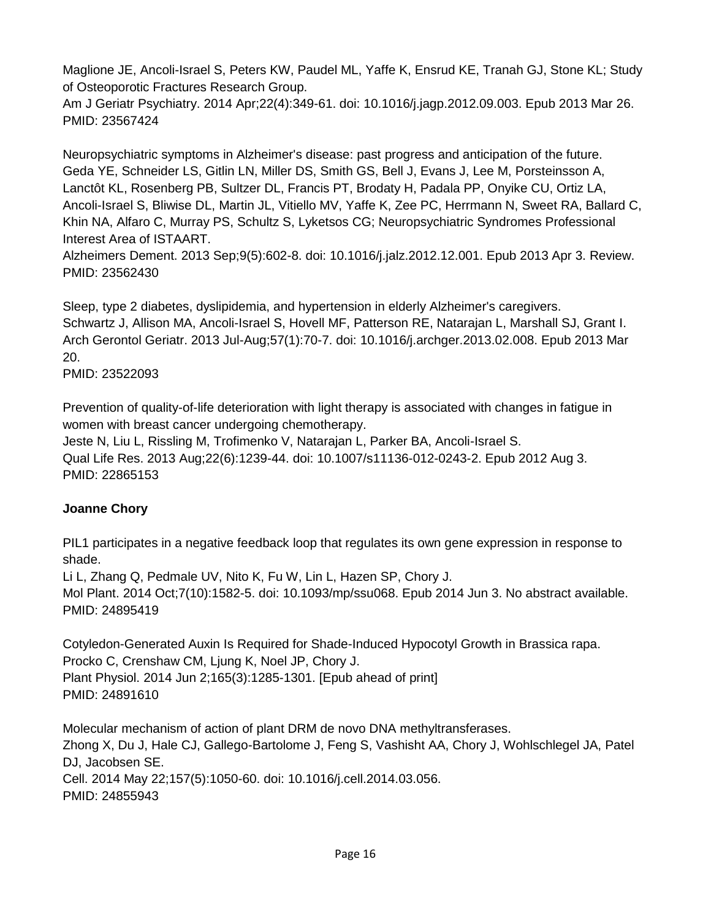Maglione JE, Ancoli-Israel S, Peters KW, Paudel ML, Yaffe K, Ensrud KE, Tranah GJ, Stone KL; Study of Osteoporotic Fractures Research Group.
Am J Geriatr Psychiatry. 2014 Apr;22(4):349-61. doi: 10.1016/j.jagp.2012.09.003. Epub 2013 Mar 26.
PMID: 23567424

Neuropsychiatric symptoms in Alzheimer's disease: past progress and anticipation of the future.
Geda YE, Schneider LS, Gitlin LN, Miller DS, Smith GS, Bell J, Evans J, Lee M, Porsteinsson A, Lanctôt KL, Rosenberg PB, Sultzer DL, Francis PT, Brodaty H, Padala PP, Onyike CU, Ortiz LA, Ancoli-Israel S, Bliwise DL, Martin JL, Vitiello MV, Yaffe K, Zee PC, Herrmann N, Sweet RA, Ballard C, Khin NA, Alfaro C, Murray PS, Schultz S, Lyketsos CG; Neuropsychiatric Syndromes Professional Interest Area of ISTAART.
Alzheimers Dement. 2013 Sep;9(5):602-8. doi: 10.1016/j.jalz.2012.12.001. Epub 2013 Apr 3. Review.
PMID: 23562430

Sleep, type 2 diabetes, dyslipidemia, and hypertension in elderly Alzheimer's caregivers.
Schwartz J, Allison MA, Ancoli-Israel S, Hovell MF, Patterson RE, Natarajan L, Marshall SJ, Grant I.
Arch Gerontol Geriatr. 2013 Jul-Aug;57(1):70-7. doi: 10.1016/j.archger.2013.02.008. Epub 2013 Mar 20.
PMID: 23522093

Prevention of quality-of-life deterioration with light therapy is associated with changes in fatigue in women with breast cancer undergoing chemotherapy.
Jeste N, Liu L, Rissling M, Trofimenko V, Natarajan L, Parker BA, Ancoli-Israel S.
Qual Life Res. 2013 Aug;22(6):1239-44. doi: 10.1007/s11136-012-0243-2. Epub 2012 Aug 3.
PMID: 22865153

**Joanne Chory**

PIL1 participates in a negative feedback loop that regulates its own gene expression in response to shade.
Li L, Zhang Q, Pedmale UV, Nito K, Fu W, Lin L, Hazen SP, Chory J.
Mol Plant. 2014 Oct;7(10):1582-5. doi: 10.1093/mp/ssu068. Epub 2014 Jun 3. No abstract available.
PMID: 24895419

Cotyledon-Generated Auxin Is Required for Shade-Induced Hypocotyl Growth in Brassica rapa.
Procko C, Crenshaw CM, Ljung K, Noel JP, Chory J.
Plant Physiol. 2014 Jun 2;165(3):1285-1301. [Epub ahead of print]
PMID: 24891610

Molecular mechanism of action of plant DRM de novo DNA methyltransferases.
Zhong X, Du J, Hale CJ, Gallego-Bartolome J, Feng S, Vashisht AA, Chory J, Wohlschlegel JA, Patel DJ, Jacobsen SE.
Cell. 2014 May 22;157(5):1050-60. doi: 10.1016/j.cell.2014.03.056.
PMID: 24855943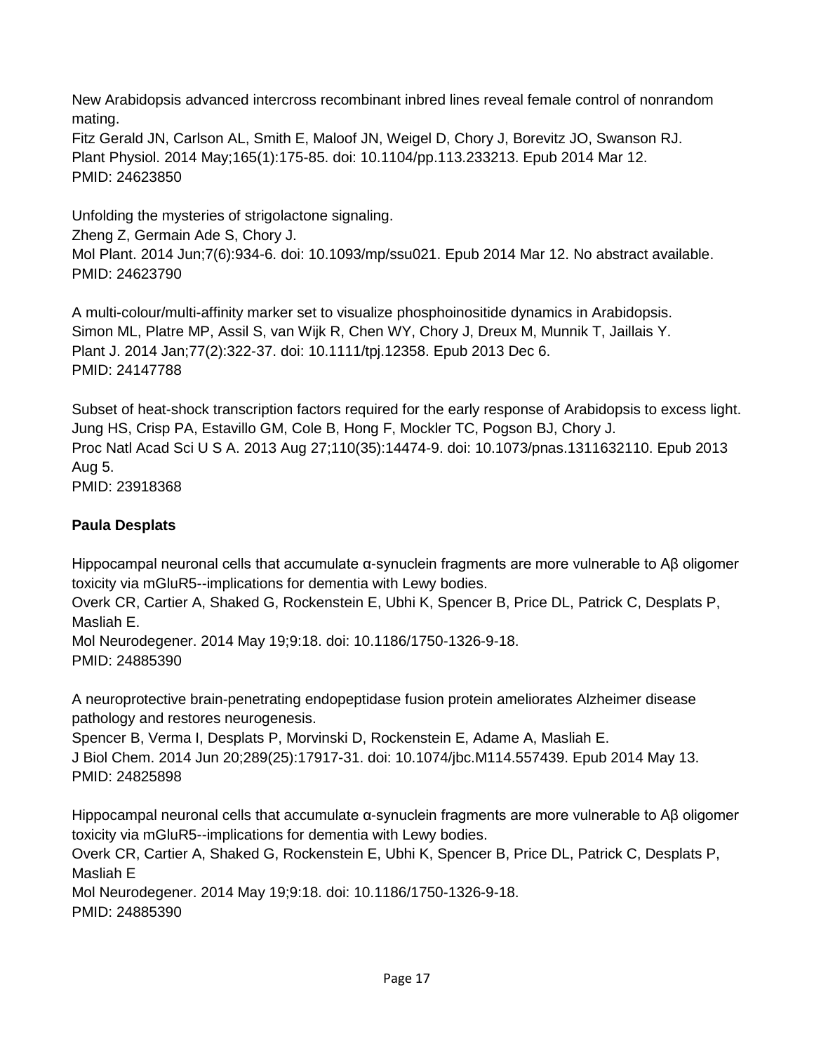New Arabidopsis advanced intercross recombinant inbred lines reveal female control of nonrandom mating.
Fitz Gerald JN, Carlson AL, Smith E, Maloof JN, Weigel D, Chory J, Borevitz JO, Swanson RJ.
Plant Physiol. 2014 May;165(1):175-85. doi: 10.1104/pp.113.233213. Epub 2014 Mar 12.
PMID: 24623850

Unfolding the mysteries of strigolactone signaling.
Zheng Z, Germain Ade S, Chory J.
Mol Plant. 2014 Jun;7(6):934-6. doi: 10.1093/mp/ssu021. Epub 2014 Mar 12. No abstract available.
PMID: 24623790

A multi-colour/multi-affinity marker set to visualize phosphoinositide dynamics in Arabidopsis.
Simon ML, Platre MP, Assil S, van Wijk R, Chen WY, Chory J, Dreux M, Munnik T, Jaillais Y.
Plant J. 2014 Jan;77(2):322-37. doi: 10.1111/tpj.12358. Epub 2013 Dec 6.
PMID: 24147788

Subset of heat-shock transcription factors required for the early response of Arabidopsis to excess light.
Jung HS, Crisp PA, Estavillo GM, Cole B, Hong F, Mockler TC, Pogson BJ, Chory J.
Proc Natl Acad Sci U S A. 2013 Aug 27;110(35):14474-9. doi: 10.1073/pnas.1311632110. Epub 2013 Aug 5.
PMID: 23918368

**Paula Desplats**

Hippocampal neuronal cells that accumulate α-synuclein fragments are more vulnerable to Aβ oligomer toxicity via mGluR5--implications for dementia with Lewy bodies.
Overk CR, Cartier A, Shaked G, Rockenstein E, Ubhi K, Spencer B, Price DL, Patrick C, Desplats P, Masliah E.
Mol Neurodegener. 2014 May 19;9:18. doi: 10.1186/1750-1326-9-18.
PMID: 24885390

A neuroprotective brain-penetrating endopeptidase fusion protein ameliorates Alzheimer disease pathology and restores neurogenesis.
Spencer B, Verma I, Desplats P, Morvinski D, Rockenstein E, Adame A, Masliah E.
J Biol Chem. 2014 Jun 20;289(25):17917-31. doi: 10.1074/jbc.M114.557439. Epub 2014 May 13.
PMID: 24825898

Hippocampal neuronal cells that accumulate α-synuclein fragments are more vulnerable to Aβ oligomer toxicity via mGluR5--implications for dementia with Lewy bodies.
Overk CR, Cartier A, Shaked G, Rockenstein E, Ubhi K, Spencer B, Price DL, Patrick C, Desplats P, Masliah E
Mol Neurodegener. 2014 May 19;9:18. doi: 10.1186/1750-1326-9-18.
PMID: 24885390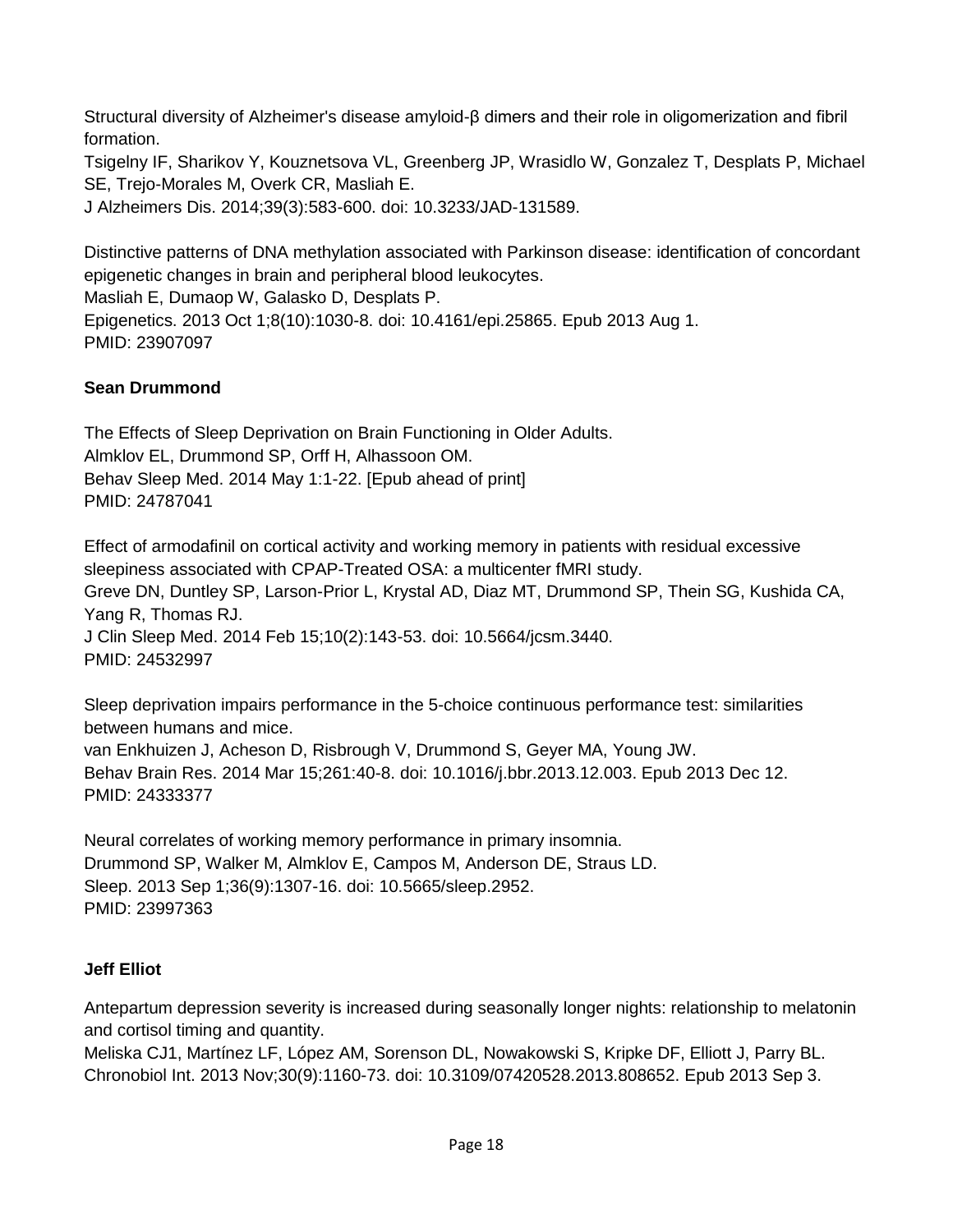Structural diversity of Alzheimer's disease amyloid-β dimers and their role in oligomerization and fibril formation.  
Tsigelny IF, Sharikov Y, Kouznetsova VL, Greenberg JP, Wrasidlo W, Gonzalez T, Desplats P, Michael SE, Trejo-Morales M, Overk CR, Masliah E.  
J Alzheimers Dis. 2014;39(3):583-600. doi: 10.3233/JAD-131589.

Distinctive patterns of DNA methylation associated with Parkinson disease: identification of concordant epigenetic changes in brain and peripheral blood leukocytes.  
Masliah E, Dumaop W, Galasko D, Desplats P.  
Epigenetics. 2013 Oct 1;8(10):1030-8. doi: 10.4161/epi.25865. Epub 2013 Aug 1.  
PMID: 23907097

**Sean Drummond**

The Effects of Sleep Deprivation on Brain Functioning in Older Adults.  
Almklov EL, Drummond SP, Orff H, Alhassoon OM.  
Behav Sleep Med. 2014 May 1:1-22. [Epub ahead of print]  
PMID: 24787041

Effect of armodafinil on cortical activity and working memory in patients with residual excessive sleepiness associated with CPAP-Treated OSA: a multicenter fMRI study.  
Greve DN, Duntley SP, Larson-Prior L, Krystal AD, Diaz MT, Drummond SP, Thein SG, Kushida CA, Yang R, Thomas RJ.  
J Clin Sleep Med. 2014 Feb 15;10(2):143-53. doi: 10.5664/jcsm.3440.  
PMID: 24532997

Sleep deprivation impairs performance in the 5-choice continuous performance test: similarities between humans and mice.  
van Enkhuizen J, Acheson D, Risbrough V, Drummond S, Geyer MA, Young JW.  
Behav Brain Res. 2014 Mar 15;261:40-8. doi: 10.1016/j.bbr.2013.12.003. Epub 2013 Dec 12.  
PMID: 24333377

Neural correlates of working memory performance in primary insomnia.  
Drummond SP, Walker M, Almklov E, Campos M, Anderson DE, Straus LD.  
Sleep. 2013 Sep 1;36(9):1307-16. doi: 10.5665/sleep.2952.  
PMID: 23997363

**Jeff Elliot**

Antepartum depression severity is increased during seasonally longer nights: relationship to melatonin and cortisol timing and quantity.  
Meliska CJ1, Martínez LF, López AM, Sorenson DL, Nowakowski S, Kripke DF, Elliott J, Parry BL.  
Chronobiol Int. 2013 Nov;30(9):1160-73. doi: 10.3109/07420528.2013.808652. Epub 2013 Sep 3.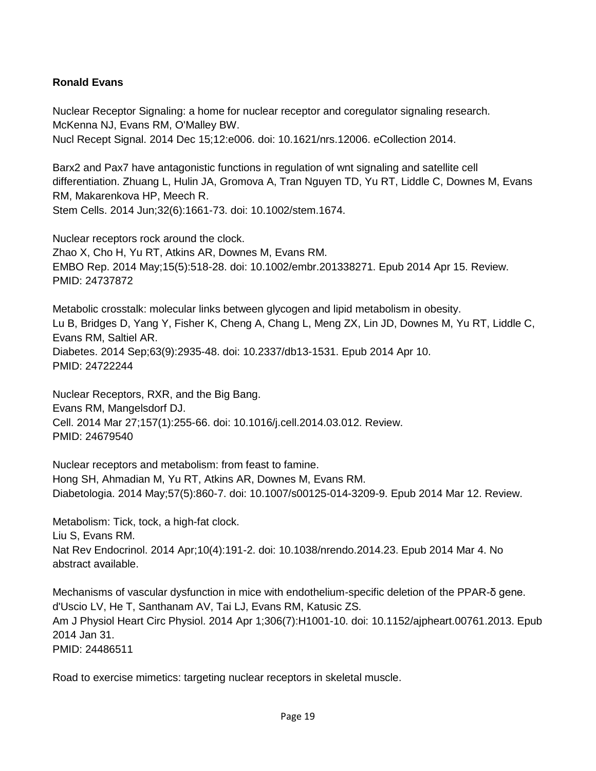**Ronald Evans**

Nuclear Receptor Signaling: a home for nuclear receptor and coregulator signaling research.
McKenna NJ, Evans RM, O'Malley BW.
Nucl Recept Signal. 2014 Dec 15;12:e006. doi: 10.1621/nrs.12006. eCollection 2014.

Barx2 and Pax7 have antagonistic functions in regulation of wnt signaling and satellite cell differentiation. Zhuang L, Hulin JA, Gromova A, Tran Nguyen TD, Yu RT, Liddle C, Downes M, Evans RM, Makarenkova HP, Meech R.
Stem Cells. 2014 Jun;32(6):1661-73. doi: 10.1002/stem.1674.

Nuclear receptors rock around the clock.
Zhao X, Cho H, Yu RT, Atkins AR, Downes M, Evans RM.
EMBO Rep. 2014 May;15(5):518-28. doi: 10.1002/embr.201338271. Epub 2014 Apr 15. Review.
PMID: 24737872

Metabolic crosstalk: molecular links between glycogen and lipid metabolism in obesity.
Lu B, Bridges D, Yang Y, Fisher K, Cheng A, Chang L, Meng ZX, Lin JD, Downes M, Yu RT, Liddle C, Evans RM, Saltiel AR.
Diabetes. 2014 Sep;63(9):2935-48. doi: 10.2337/db13-1531. Epub 2014 Apr 10.
PMID: 24722244

Nuclear Receptors, RXR, and the Big Bang.
Evans RM, Mangelsdorf DJ.
Cell. 2014 Mar 27;157(1):255-66. doi: 10.1016/j.cell.2014.03.012. Review.
PMID: 24679540

Nuclear receptors and metabolism: from feast to famine.
Hong SH, Ahmadian M, Yu RT, Atkins AR, Downes M, Evans RM.
Diabetologia. 2014 May;57(5):860-7. doi: 10.1007/s00125-014-3209-9. Epub 2014 Mar 12. Review.

Metabolism: Tick, tock, a high-fat clock.
Liu S, Evans RM.
Nat Rev Endocrinol. 2014 Apr;10(4):191-2. doi: 10.1038/nrendo.2014.23. Epub 2014 Mar 4. No abstract available.

Mechanisms of vascular dysfunction in mice with endothelium-specific deletion of the PPAR-δ gene.
d'Uscio LV, He T, Santhanam AV, Tai LJ, Evans RM, Katusic ZS.
Am J Physiol Heart Circ Physiol. 2014 Apr 1;306(7):H1001-10. doi: 10.1152/ajpheart.00761.2013. Epub 2014 Jan 31.
PMID: 24486511

Road to exercise mimetics: targeting nuclear receptors in skeletal muscle.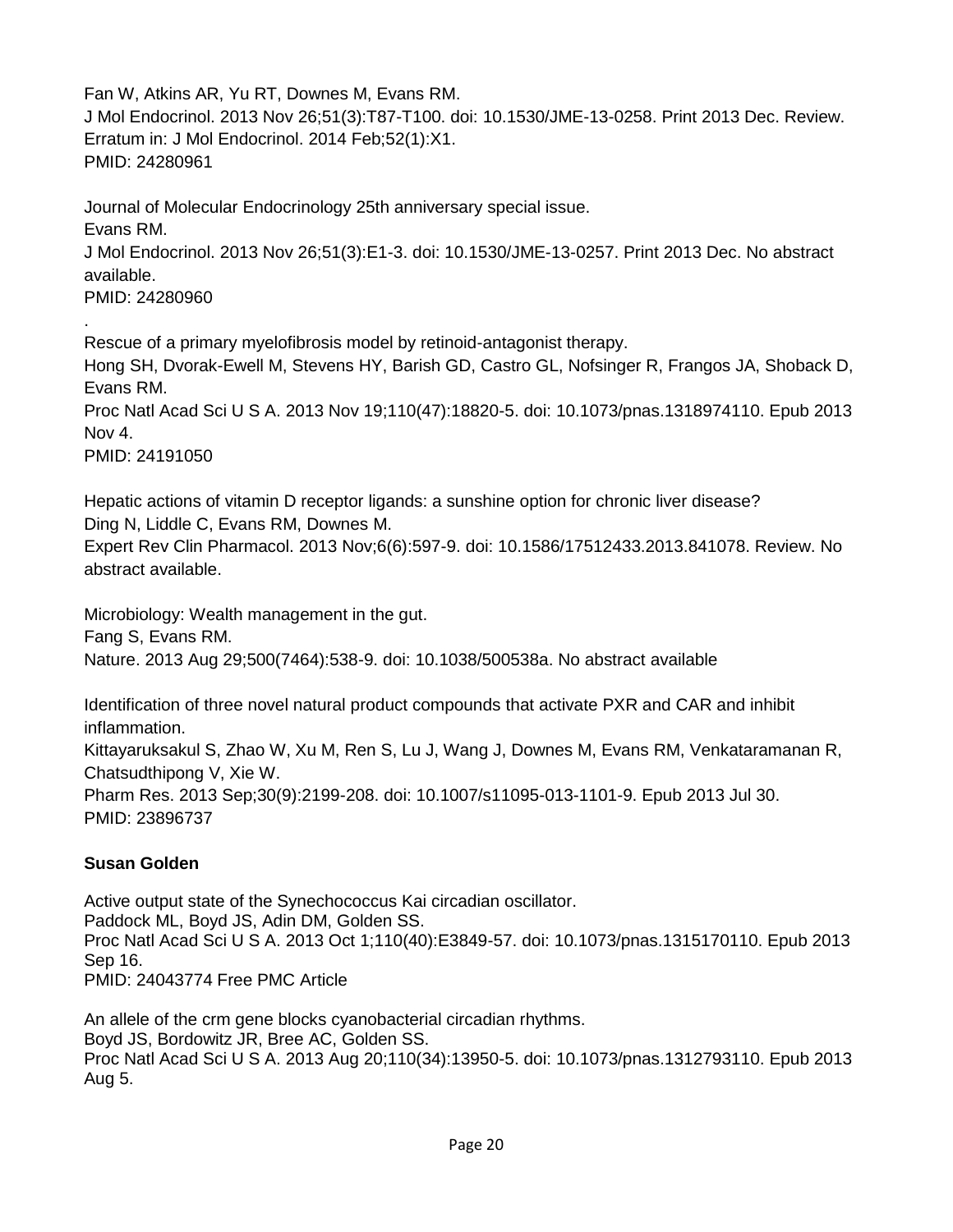Fan W, Atkins AR, Yu RT, Downes M, Evans RM.
J Mol Endocrinol. 2013 Nov 26;51(3):T87-T100. doi: 10.1530/JME-13-0258. Print 2013 Dec. Review. Erratum in: J Mol Endocrinol. 2014 Feb;52(1):X1.
PMID: 24280961

Journal of Molecular Endocrinology 25th anniversary special issue.
Evans RM.
J Mol Endocrinol. 2013 Nov 26;51(3):E1-3. doi: 10.1530/JME-13-0257. Print 2013 Dec. No abstract available.
PMID: 24280960

.
Rescue of a primary myelofibrosis model by retinoid-antagonist therapy.
Hong SH, Dvorak-Ewell M, Stevens HY, Barish GD, Castro GL, Nofsinger R, Frangos JA, Shoback D, Evans RM.
Proc Natl Acad Sci U S A. 2013 Nov 19;110(47):18820-5. doi: 10.1073/pnas.1318974110. Epub 2013 Nov 4.
PMID: 24191050

Hepatic actions of vitamin D receptor ligands: a sunshine option for chronic liver disease?
Ding N, Liddle C, Evans RM, Downes M.
Expert Rev Clin Pharmacol. 2013 Nov;6(6):597-9. doi: 10.1586/17512433.2013.841078. Review. No abstract available.

Microbiology: Wealth management in the gut.
Fang S, Evans RM.
Nature. 2013 Aug 29;500(7464):538-9. doi: 10.1038/500538a. No abstract available

Identification of three novel natural product compounds that activate PXR and CAR and inhibit inflammation.
Kittayaruksakul S, Zhao W, Xu M, Ren S, Lu J, Wang J, Downes M, Evans RM, Venkataramanan R, Chatsudthipong V, Xie W.
Pharm Res. 2013 Sep;30(9):2199-208. doi: 10.1007/s11095-013-1101-9. Epub 2013 Jul 30.
PMID: 23896737

**Susan Golden**

Active output state of the Synechococcus Kai circadian oscillator.
Paddock ML, Boyd JS, Adin DM, Golden SS.
Proc Natl Acad Sci U S A. 2013 Oct 1;110(40):E3849-57. doi: 10.1073/pnas.1315170110. Epub 2013 Sep 16.
PMID: 24043774 Free PMC Article

An allele of the crm gene blocks cyanobacterial circadian rhythms.
Boyd JS, Bordowitz JR, Bree AC, Golden SS.
Proc Natl Acad Sci U S A. 2013 Aug 20;110(34):13950-5. doi: 10.1073/pnas.1312793110. Epub 2013 Aug 5.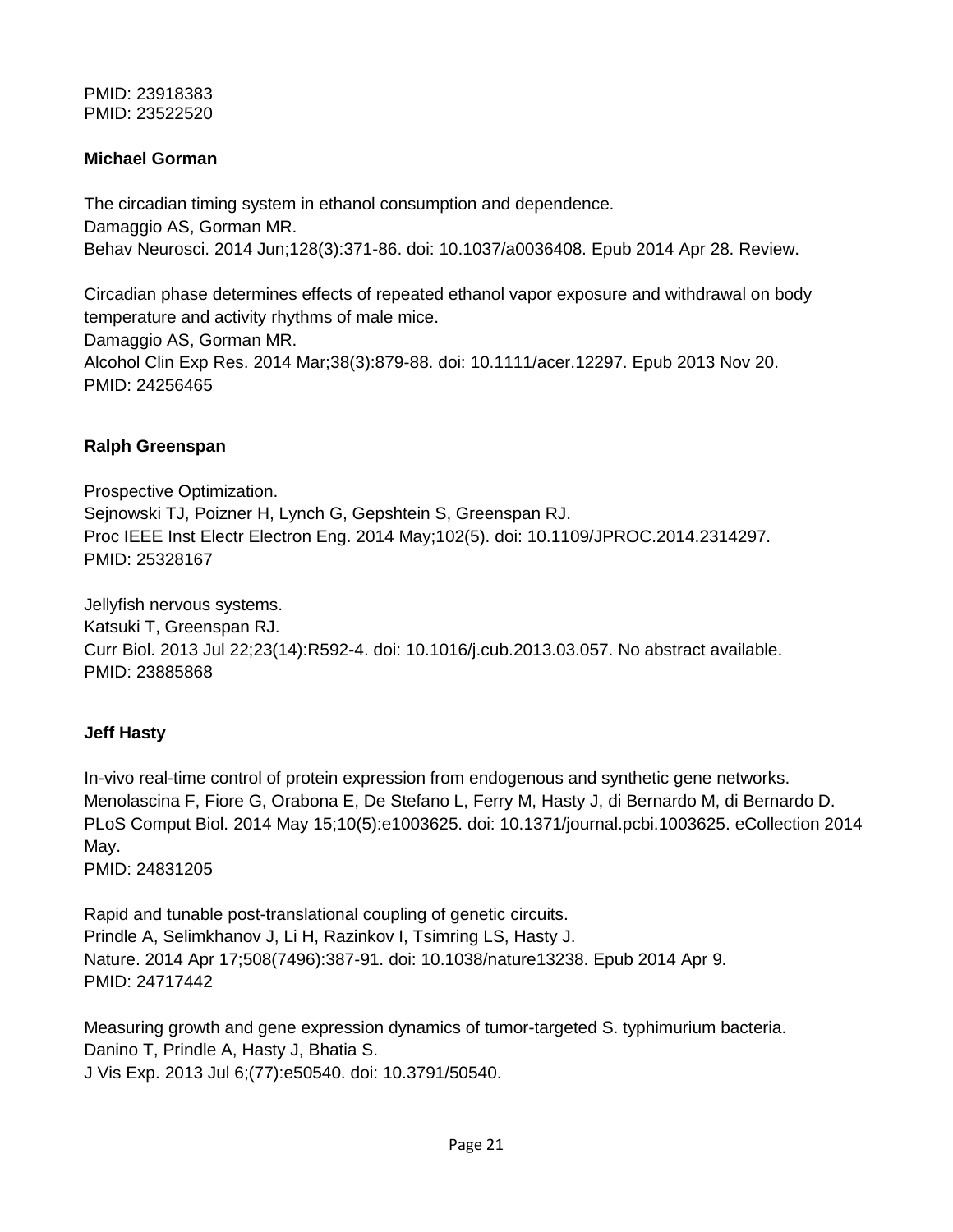PMID: 23918383
PMID: 23522520

**Michael Gorman**

The circadian timing system in ethanol consumption and dependence.
Damaggio AS, Gorman MR.
Behav Neurosci. 2014 Jun;128(3):371-86. doi: 10.1037/a0036408. Epub 2014 Apr 28. Review.

Circadian phase determines effects of repeated ethanol vapor exposure and withdrawal on body temperature and activity rhythms of male mice.
Damaggio AS, Gorman MR.
Alcohol Clin Exp Res. 2014 Mar;38(3):879-88. doi: 10.1111/acer.12297. Epub 2013 Nov 20.
PMID: 24256465

**Ralph Greenspan**

Prospective Optimization.
Sejnowski TJ, Poizner H, Lynch G, Gepshtein S, Greenspan RJ.
Proc IEEE Inst Electr Electron Eng. 2014 May;102(5). doi: 10.1109/JPROC.2014.2314297.
PMID: 25328167

Jellyfish nervous systems.
Katsuki T, Greenspan RJ.
Curr Biol. 2013 Jul 22;23(14):R592-4. doi: 10.1016/j.cub.2013.03.057. No abstract available.
PMID: 23885868

**Jeff Hasty**

In-vivo real-time control of protein expression from endogenous and synthetic gene networks.
Menolascina F, Fiore G, Orabona E, De Stefano L, Ferry M, Hasty J, di Bernardo M, di Bernardo D.
PLoS Comput Biol. 2014 May 15;10(5):e1003625. doi: 10.1371/journal.pcbi.1003625. eCollection 2014 May.
PMID: 24831205

Rapid and tunable post-translational coupling of genetic circuits.
Prindle A, Selimkhanov J, Li H, Razinkov I, Tsimring LS, Hasty J.
Nature. 2014 Apr 17;508(7496):387-91. doi: 10.1038/nature13238. Epub 2014 Apr 9.
PMID: 24717442

Measuring growth and gene expression dynamics of tumor-targeted S. typhimurium bacteria.
Danino T, Prindle A, Hasty J, Bhatia S.
J Vis Exp. 2013 Jul 6;(77):e50540. doi: 10.3791/50540.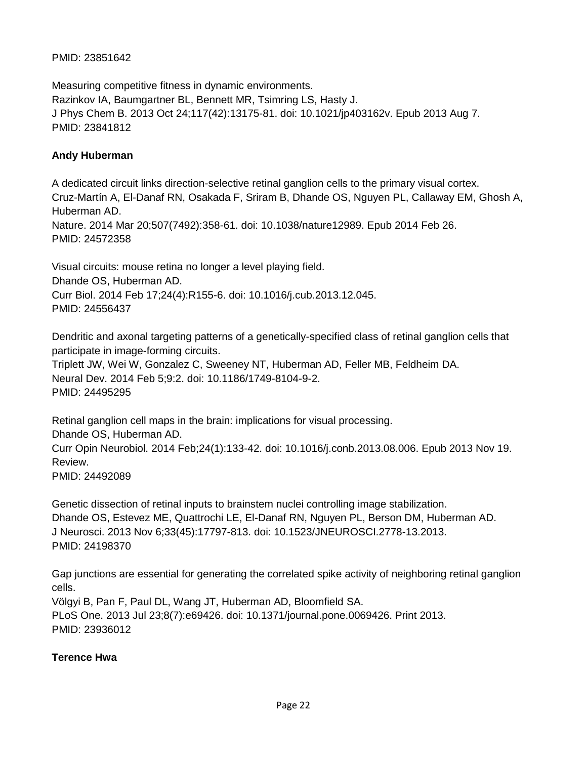PMID: 23851642

Measuring competitive fitness in dynamic environments.
Razinkov IA, Baumgartner BL, Bennett MR, Tsimring LS, Hasty J.
J Phys Chem B. 2013 Oct 24;117(42):13175-81. doi: 10.1021/jp403162v. Epub 2013 Aug 7.
PMID: 23841812

**Andy Huberman**

A dedicated circuit links direction-selective retinal ganglion cells to the primary visual cortex.
Cruz-Martín A, El-Danaf RN, Osakada F, Sriram B, Dhande OS, Nguyen PL, Callaway EM, Ghosh A, Huberman AD.
Nature. 2014 Mar 20;507(7492):358-61. doi: 10.1038/nature12989. Epub 2014 Feb 26.
PMID: 24572358

Visual circuits: mouse retina no longer a level playing field.
Dhande OS, Huberman AD.
Curr Biol. 2014 Feb 17;24(4):R155-6. doi: 10.1016/j.cub.2013.12.045.
PMID: 24556437

Dendritic and axonal targeting patterns of a genetically-specified class of retinal ganglion cells that participate in image-forming circuits.
Triplett JW, Wei W, Gonzalez C, Sweeney NT, Huberman AD, Feller MB, Feldheim DA.
Neural Dev. 2014 Feb 5;9:2. doi: 10.1186/1749-8104-9-2.
PMID: 24495295

Retinal ganglion cell maps in the brain: implications for visual processing.
Dhande OS, Huberman AD.
Curr Opin Neurobiol. 2014 Feb;24(1):133-42. doi: 10.1016/j.conb.2013.08.006. Epub 2013 Nov 19. Review.
PMID: 24492089

Genetic dissection of retinal inputs to brainstem nuclei controlling image stabilization.
Dhande OS, Estevez ME, Quattrochi LE, El-Danaf RN, Nguyen PL, Berson DM, Huberman AD.
J Neurosci. 2013 Nov 6;33(45):17797-813. doi: 10.1523/JNEUROSCI.2778-13.2013.
PMID: 24198370

Gap junctions are essential for generating the correlated spike activity of neighboring retinal ganglion cells.
Völgyi B, Pan F, Paul DL, Wang JT, Huberman AD, Bloomfield SA.
PLoS One. 2013 Jul 23;8(7):e69426. doi: 10.1371/journal.pone.0069426. Print 2013.
PMID: 23936012

**Terence Hwa**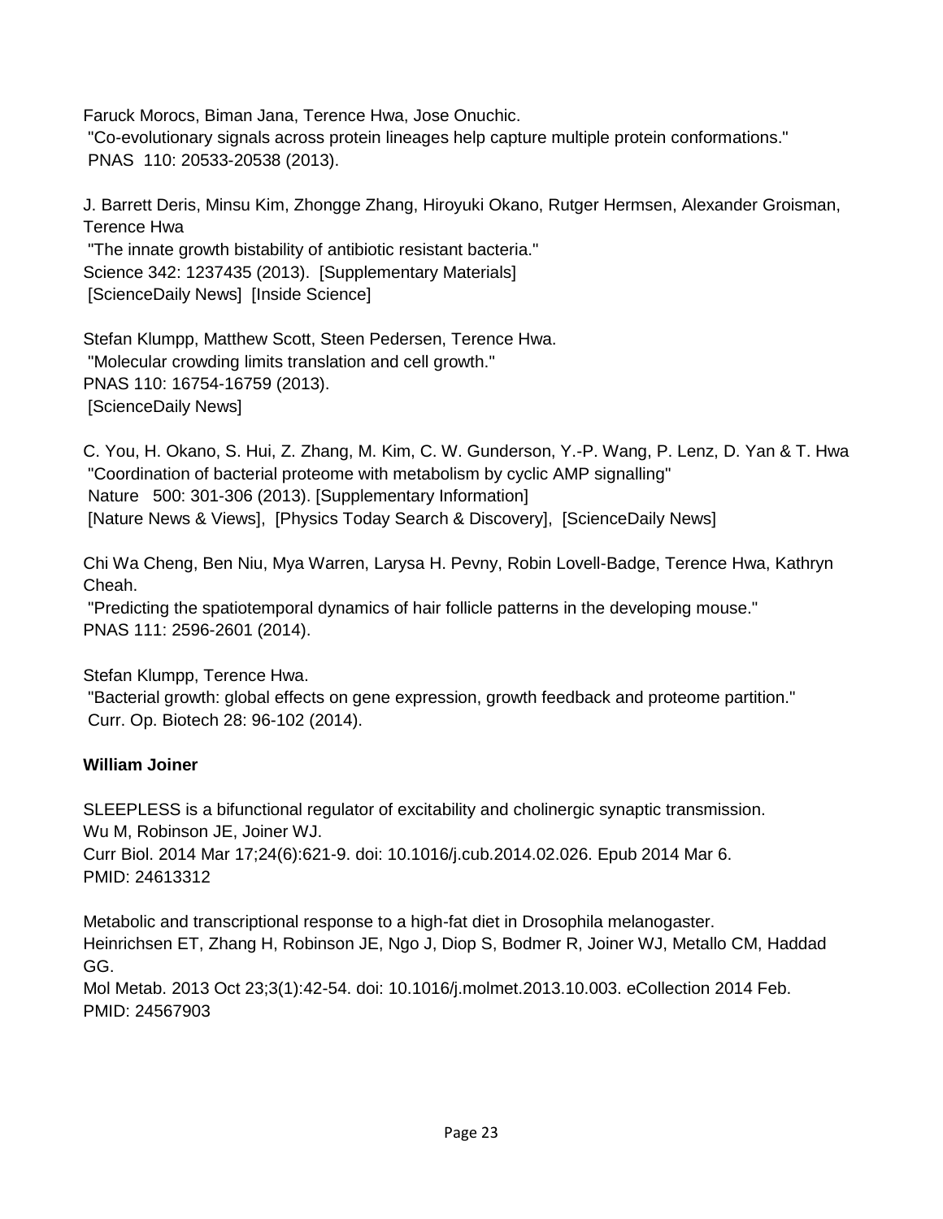Faruck Morocs, Biman Jana, Terence Hwa, Jose Onuchic.
"Co-evolutionary signals across protein lineages help capture multiple protein conformations."
PNAS 110: 20533-20538 (2013).

J. Barrett Deris, Minsu Kim, Zhongge Zhang, Hiroyuki Okano, Rutger Hermsen, Alexander Groisman, Terence Hwa
"The innate growth bistability of antibiotic resistant bacteria."
Science 342: 1237435 (2013). [Supplementary Materials]
[ScienceDaily News] [Inside Science]

Stefan Klumpp, Matthew Scott, Steen Pedersen, Terence Hwa.
"Molecular crowding limits translation and cell growth."
PNAS 110: 16754-16759 (2013).
[ScienceDaily News]

C. You, H. Okano, S. Hui, Z. Zhang, M. Kim, C. W. Gunderson, Y.-P. Wang, P. Lenz, D. Yan & T. Hwa
"Coordination of bacterial proteome with metabolism by cyclic AMP signalling"
Nature 500: 301-306 (2013). [Supplementary Information]
[Nature News & Views], [Physics Today Search & Discovery], [ScienceDaily News]

Chi Wa Cheng, Ben Niu, Mya Warren, Larysa H. Pevny, Robin Lovell-Badge, Terence Hwa, Kathryn Cheah.
"Predicting the spatiotemporal dynamics of hair follicle patterns in the developing mouse."
PNAS 111: 2596-2601 (2014).

Stefan Klumpp, Terence Hwa.
"Bacterial growth: global effects on gene expression, growth feedback and proteome partition."
Curr. Op. Biotech 28: 96-102 (2014).

**William Joiner**

SLEEPLESS is a bifunctional regulator of excitability and cholinergic synaptic transmission.
Wu M, Robinson JE, Joiner WJ.
Curr Biol. 2014 Mar 17;24(6):621-9. doi: 10.1016/j.cub.2014.02.026. Epub 2014 Mar 6.
PMID: 24613312

Metabolic and transcriptional response to a high-fat diet in Drosophila melanogaster.
Heinrichsen ET, Zhang H, Robinson JE, Ngo J, Diop S, Bodmer R, Joiner WJ, Metallo CM, Haddad GG.
Mol Metab. 2013 Oct 23;3(1):42-54. doi: 10.1016/j.molmet.2013.10.003. eCollection 2014 Feb.
PMID: 24567903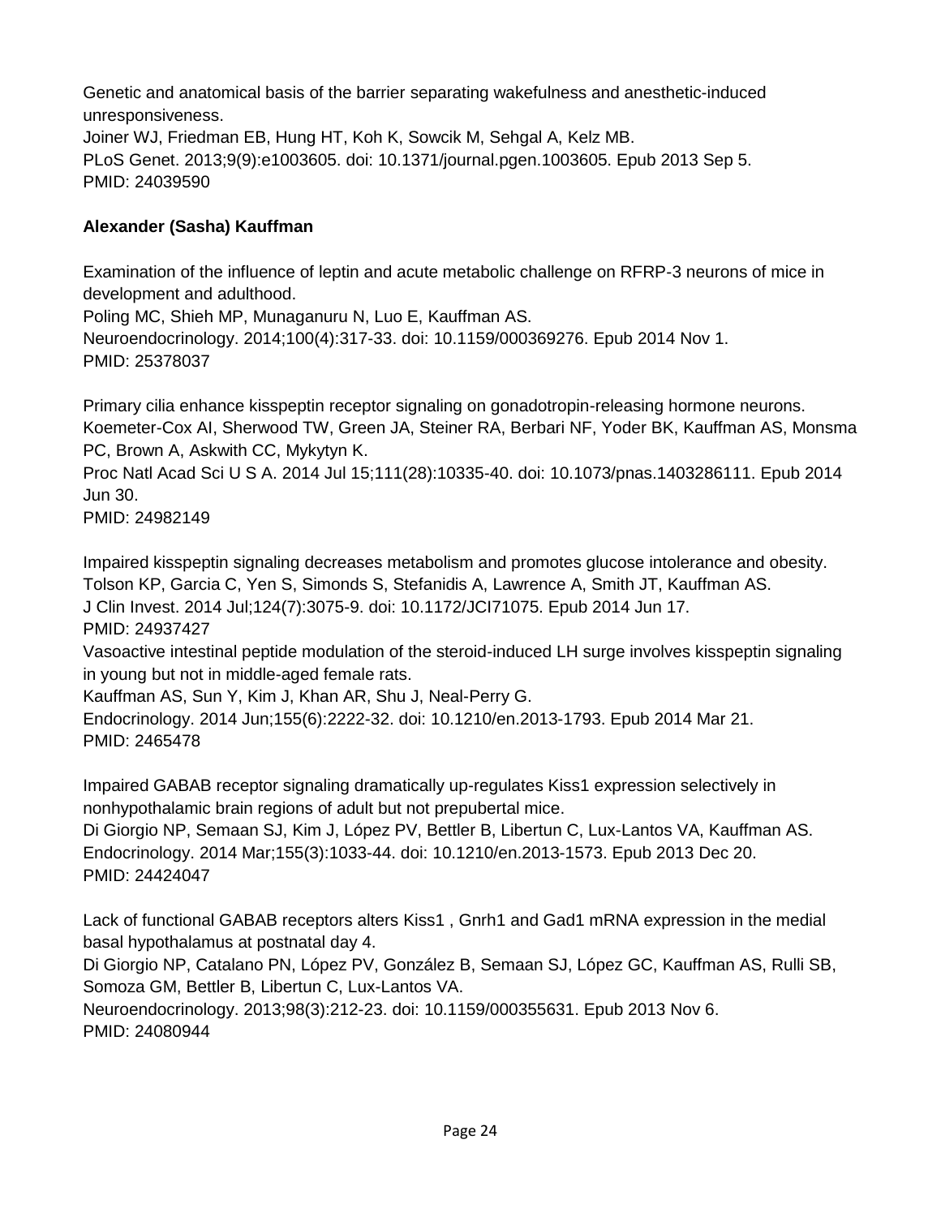Genetic and anatomical basis of the barrier separating wakefulness and anesthetic-induced unresponsiveness.
Joiner WJ, Friedman EB, Hung HT, Koh K, Sowcik M, Sehgal A, Kelz MB.
PLoS Genet. 2013;9(9):e1003605. doi: 10.1371/journal.pgen.1003605. Epub 2013 Sep 5.
PMID: 24039590

**Alexander (Sasha) Kauffman**

Examination of the influence of leptin and acute metabolic challenge on RFRP-3 neurons of mice in development and adulthood.
Poling MC, Shieh MP, Munaganuru N, Luo E, Kauffman AS.
Neuroendocrinology. 2014;100(4):317-33. doi: 10.1159/000369276. Epub 2014 Nov 1.
PMID: 25378037

Primary cilia enhance kisspeptin receptor signaling on gonadotropin-releasing hormone neurons.
Koemeter-Cox AI, Sherwood TW, Green JA, Steiner RA, Berbari NF, Yoder BK, Kauffman AS, Monsma PC, Brown A, Askwith CC, Mykytyn K.
Proc Natl Acad Sci U S A. 2014 Jul 15;111(28):10335-40. doi: 10.1073/pnas.1403286111. Epub 2014 Jun 30.
PMID: 24982149

Impaired kisspeptin signaling decreases metabolism and promotes glucose intolerance and obesity.
Tolson KP, Garcia C, Yen S, Simonds S, Stefanidis A, Lawrence A, Smith JT, Kauffman AS.
J Clin Invest. 2014 Jul;124(7):3075-9. doi: 10.1172/JCI71075. Epub 2014 Jun 17.
PMID: 24937427
Vasoactive intestinal peptide modulation of the steroid-induced LH surge involves kisspeptin signaling in young but not in middle-aged female rats.
Kauffman AS, Sun Y, Kim J, Khan AR, Shu J, Neal-Perry G.
Endocrinology. 2014 Jun;155(6):2222-32. doi: 10.1210/en.2013-1793. Epub 2014 Mar 21.
PMID: 2465478

Impaired GABAB receptor signaling dramatically up-regulates Kiss1 expression selectively in nonhypothalamic brain regions of adult but not prepubertal mice.
Di Giorgio NP, Semaan SJ, Kim J, López PV, Bettler B, Libertun C, Lux-Lantos VA, Kauffman AS.
Endocrinology. 2014 Mar;155(3):1033-44. doi: 10.1210/en.2013-1573. Epub 2013 Dec 20.
PMID: 24424047

Lack of functional GABAB receptors alters Kiss1 , Gnrh1 and Gad1 mRNA expression in the medial basal hypothalamus at postnatal day 4.
Di Giorgio NP, Catalano PN, López PV, González B, Semaan SJ, López GC, Kauffman AS, Rulli SB, Somoza GM, Bettler B, Libertun C, Lux-Lantos VA.
Neuroendocrinology. 2013;98(3):212-23. doi: 10.1159/000355631. Epub 2013 Nov 6.
PMID: 24080944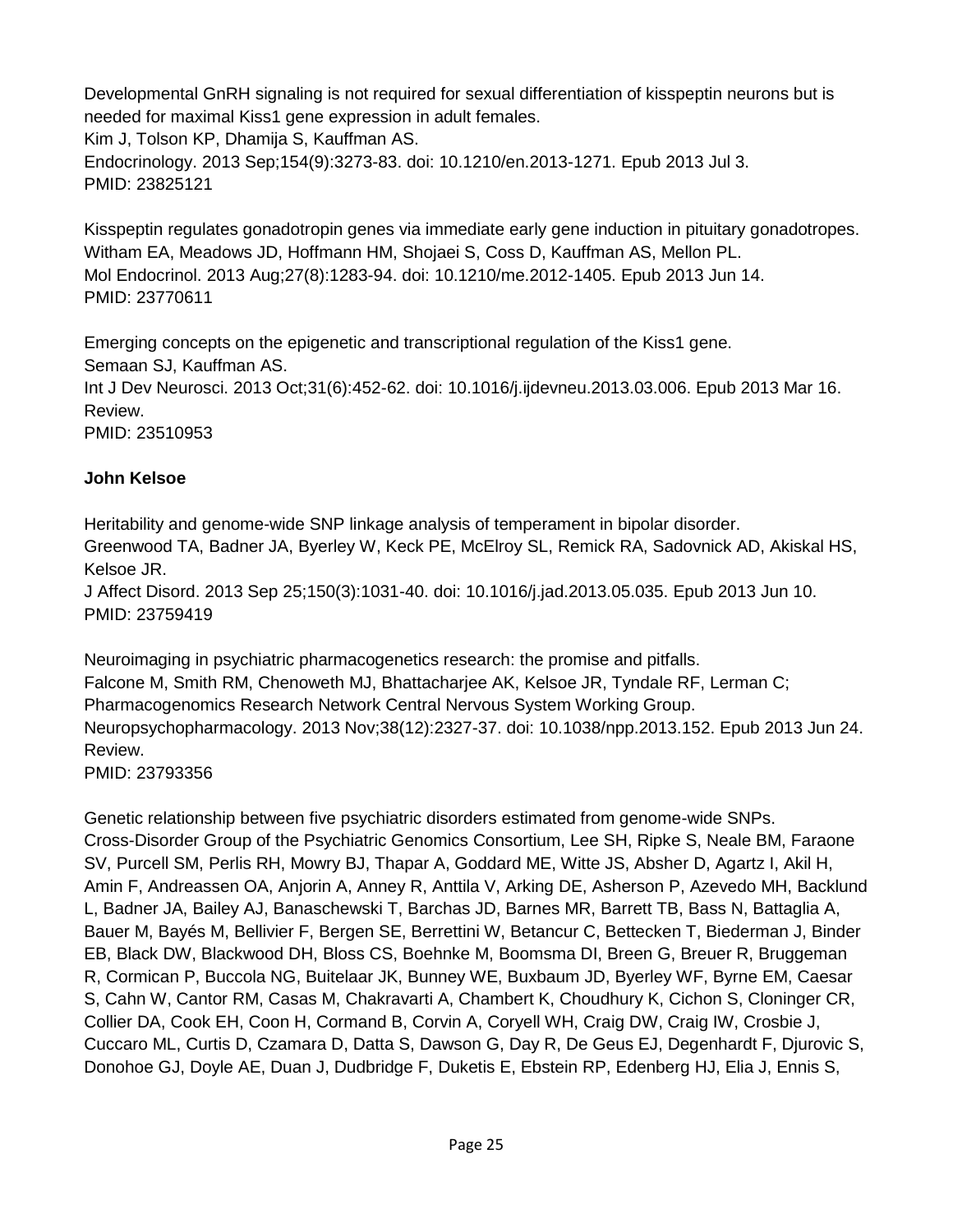Developmental GnRH signaling is not required for sexual differentiation of kisspeptin neurons but is needed for maximal Kiss1 gene expression in adult females.
Kim J, Tolson KP, Dhamija S, Kauffman AS.
Endocrinology. 2013 Sep;154(9):3273-83. doi: 10.1210/en.2013-1271. Epub 2013 Jul 3.
PMID: 23825121

Kisspeptin regulates gonadotropin genes via immediate early gene induction in pituitary gonadotropes.
Witham EA, Meadows JD, Hoffmann HM, Shojaei S, Coss D, Kauffman AS, Mellon PL.
Mol Endocrinol. 2013 Aug;27(8):1283-94. doi: 10.1210/me.2012-1405. Epub 2013 Jun 14.
PMID: 23770611

Emerging concepts on the epigenetic and transcriptional regulation of the Kiss1 gene.
Semaan SJ, Kauffman AS.
Int J Dev Neurosci. 2013 Oct;31(6):452-62. doi: 10.1016/j.ijdevneu.2013.03.006. Epub 2013 Mar 16. Review.
PMID: 23510953

**John Kelsoe**

Heritability and genome-wide SNP linkage analysis of temperament in bipolar disorder.
Greenwood TA, Badner JA, Byerley W, Keck PE, McElroy SL, Remick RA, Sadovnick AD, Akiskal HS, Kelsoe JR.
J Affect Disord. 2013 Sep 25;150(3):1031-40. doi: 10.1016/j.jad.2013.05.035. Epub 2013 Jun 10.
PMID: 23759419

Neuroimaging in psychiatric pharmacogenetics research: the promise and pitfalls.
Falcone M, Smith RM, Chenoweth MJ, Bhattacharjee AK, Kelsoe JR, Tyndale RF, Lerman C; Pharmacogenomics Research Network Central Nervous System Working Group.
Neuropsychopharmacology. 2013 Nov;38(12):2327-37. doi: 10.1038/npp.2013.152. Epub 2013 Jun 24. Review.
PMID: 23793356

Genetic relationship between five psychiatric disorders estimated from genome-wide SNPs.
Cross-Disorder Group of the Psychiatric Genomics Consortium, Lee SH, Ripke S, Neale BM, Faraone SV, Purcell SM, Perlis RH, Mowry BJ, Thapar A, Goddard ME, Witte JS, Absher D, Agartz I, Akil H, Amin F, Andreassen OA, Anjorin A, Anney R, Anttila V, Arking DE, Asherson P, Azevedo MH, Backlund L, Badner JA, Bailey AJ, Banaschewski T, Barchas JD, Barnes MR, Barrett TB, Bass N, Battaglia A, Bauer M, Bayés M, Bellivier F, Bergen SE, Berrettini W, Betancur C, Bettecken T, Biederman J, Binder EB, Black DW, Blackwood DH, Bloss CS, Boehnke M, Boomsma DI, Breen G, Breuer R, Bruggeman R, Cormican P, Buccola NG, Buitelaar JK, Bunney WE, Buxbaum JD, Byerley WF, Byrne EM, Caesar S, Cahn W, Cantor RM, Casas M, Chakravarti A, Chambert K, Choudhury K, Cichon S, Cloninger CR, Collier DA, Cook EH, Coon H, Cormand B, Corvin A, Coryell WH, Craig DW, Craig IW, Crosbie J, Cuccaro ML, Curtis D, Czamara D, Datta S, Dawson G, Day R, De Geus EJ, Degenhardt F, Djurovic S, Donohoe GJ, Doyle AE, Duan J, Dudbridge F, Duketis E, Ebstein RP, Edenberg HJ, Elia J, Ennis S,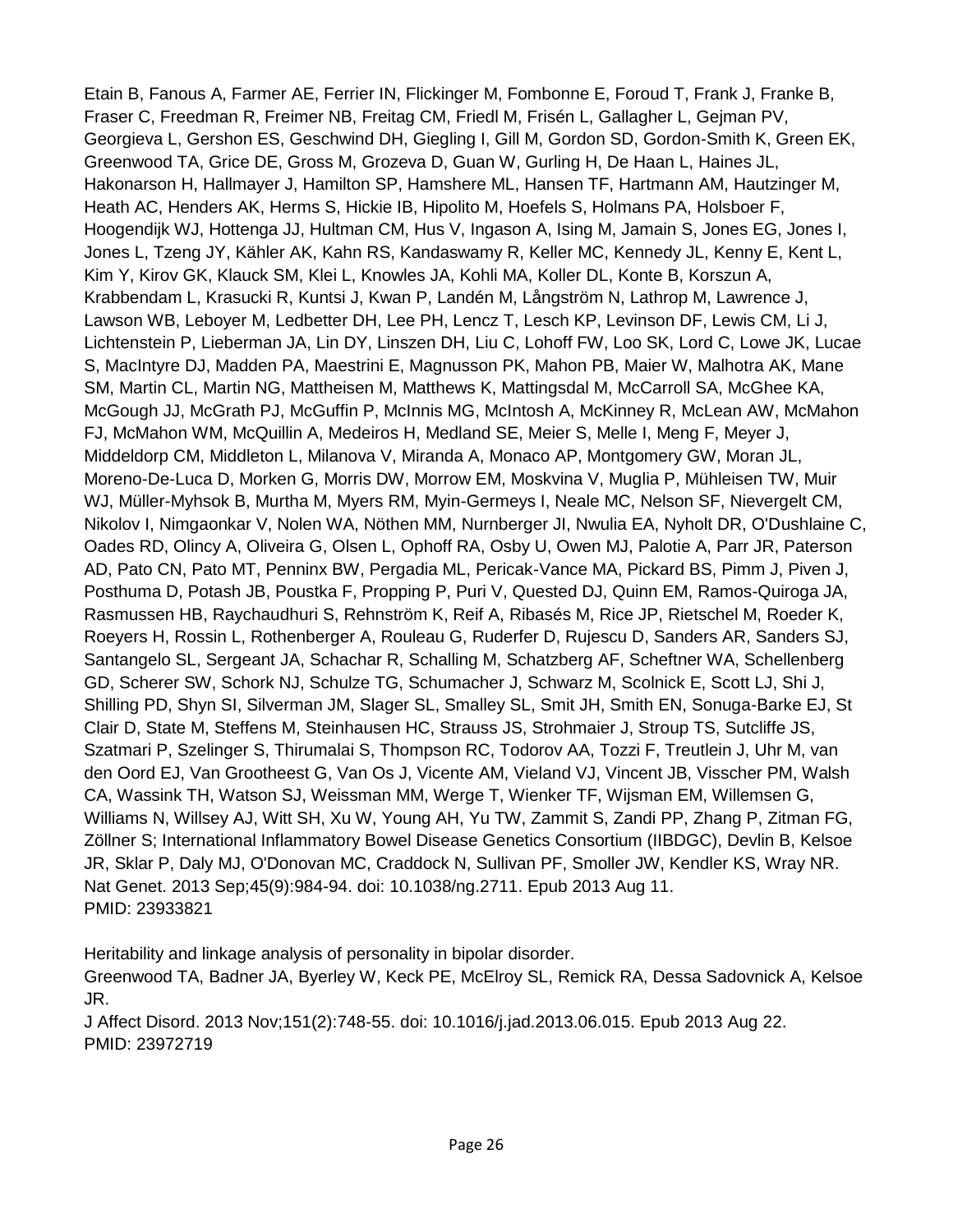Etain B, Fanous A, Farmer AE, Ferrier IN, Flickinger M, Fombonne E, Foroud T, Frank J, Franke B, Fraser C, Freedman R, Freimer NB, Freitag CM, Friedl M, Frisén L, Gallagher L, Gejman PV, Georgieva L, Gershon ES, Geschwind DH, Giegling I, Gill M, Gordon SD, Gordon-Smith K, Green EK, Greenwood TA, Grice DE, Gross M, Grozeva D, Guan W, Gurling H, De Haan L, Haines JL, Hakonarson H, Hallmayer J, Hamilton SP, Hamshere ML, Hansen TF, Hartmann AM, Hautzinger M, Heath AC, Henders AK, Herms S, Hickie IB, Hipolito M, Hoefels S, Holmans PA, Holsboer F, Hoogendijk WJ, Hottenga JJ, Hultman CM, Hus V, Ingason A, Ising M, Jamain S, Jones EG, Jones I, Jones L, Tzeng JY, Kähler AK, Kahn RS, Kandaswamy R, Keller MC, Kennedy JL, Kenny E, Kent L, Kim Y, Kirov GK, Klauck SM, Klei L, Knowles JA, Kohli MA, Koller DL, Konte B, Korszun A, Krabbendam L, Krasucki R, Kuntsi J, Kwan P, Landén M, Långström N, Lathrop M, Lawrence J, Lawson WB, Leboyer M, Ledbetter DH, Lee PH, Lencz T, Lesch KP, Levinson DF, Lewis CM, Li J, Lichtenstein P, Lieberman JA, Lin DY, Linszen DH, Liu C, Lohoff FW, Loo SK, Lord C, Lowe JK, Lucae S, MacIntyre DJ, Madden PA, Maestrini E, Magnusson PK, Mahon PB, Maier W, Malhotra AK, Mane SM, Martin CL, Martin NG, Mattheisen M, Matthews K, Mattingsdal M, McCarroll SA, McGhee KA, McGough JJ, McGrath PJ, McGuffin P, McInnis MG, McIntosh A, McKinney R, McLean AW, McMahon FJ, McMahon WM, McQuillin A, Medeiros H, Medland SE, Meier S, Melle I, Meng F, Meyer J, Middeldorp CM, Middleton L, Milanova V, Miranda A, Monaco AP, Montgomery GW, Moran JL, Moreno-De-Luca D, Morken G, Morris DW, Morrow EM, Moskvina V, Muglia P, Mühleisen TW, Muir WJ, Müller-Myhsok B, Murtha M, Myers RM, Myin-Germeys I, Neale MC, Nelson SF, Nievergelt CM, Nikolov I, Nimgaonkar V, Nolen WA, Nöthen MM, Nurnberger JI, Nwulia EA, Nyholt DR, O'Dushlaine C, Oades RD, Olincy A, Oliveira G, Olsen L, Ophoff RA, Osby U, Owen MJ, Palotie A, Parr JR, Paterson AD, Pato CN, Pato MT, Penninx BW, Pergadia ML, Pericak-Vance MA, Pickard BS, Pimm J, Piven J, Posthuma D, Potash JB, Poustka F, Propping P, Puri V, Quested DJ, Quinn EM, Ramos-Quiroga JA, Rasmussen HB, Raychaudhuri S, Rehnström K, Reif A, Ribasés M, Rice JP, Rietschel M, Roeder K, Roeyers H, Rossin L, Rothenberger A, Rouleau G, Ruderfer D, Rujescu D, Sanders AR, Sanders SJ, Santangelo SL, Sergeant JA, Schachar R, Schalling M, Schatzberg AF, Scheftner WA, Schellenberg GD, Scherer SW, Schork NJ, Schulze TG, Schumacher J, Schwarz M, Scolnick E, Scott LJ, Shi J, Shilling PD, Shyn SI, Silverman JM, Slager SL, Smalley SL, Smit JH, Smith EN, Sonuga-Barke EJ, St Clair D, State M, Steffens M, Steinhausen HC, Strauss JS, Strohmaier J, Stroup TS, Sutcliffe JS, Szatmari P, Szelinger S, Thirumalai S, Thompson RC, Todorov AA, Tozzi F, Treutlein J, Uhr M, van den Oord EJ, Van Grootheest G, Van Os J, Vicente AM, Vieland VJ, Vincent JB, Visscher PM, Walsh CA, Wassink TH, Watson SJ, Weissman MM, Werge T, Wienker TF, Wijsman EM, Willemsen G, Williams N, Willsey AJ, Witt SH, Xu W, Young AH, Yu TW, Zammit S, Zandi PP, Zhang P, Zitman FG, Zöllner S; International Inflammatory Bowel Disease Genetics Consortium (IIBDGC), Devlin B, Kelsoe JR, Sklar P, Daly MJ, O'Donovan MC, Craddock N, Sullivan PF, Smoller JW, Kendler KS, Wray NR.
Nat Genet. 2013 Sep;45(9):984-94. doi: 10.1038/ng.2711. Epub 2013 Aug 11.
PMID: 23933821

Heritability and linkage analysis of personality in bipolar disorder.
Greenwood TA, Badner JA, Byerley W, Keck PE, McElroy SL, Remick RA, Dessa Sadovnick A, Kelsoe JR.
J Affect Disord. 2013 Nov;151(2):748-55. doi: 10.1016/j.jad.2013.06.015. Epub 2013 Aug 22.
PMID: 23972719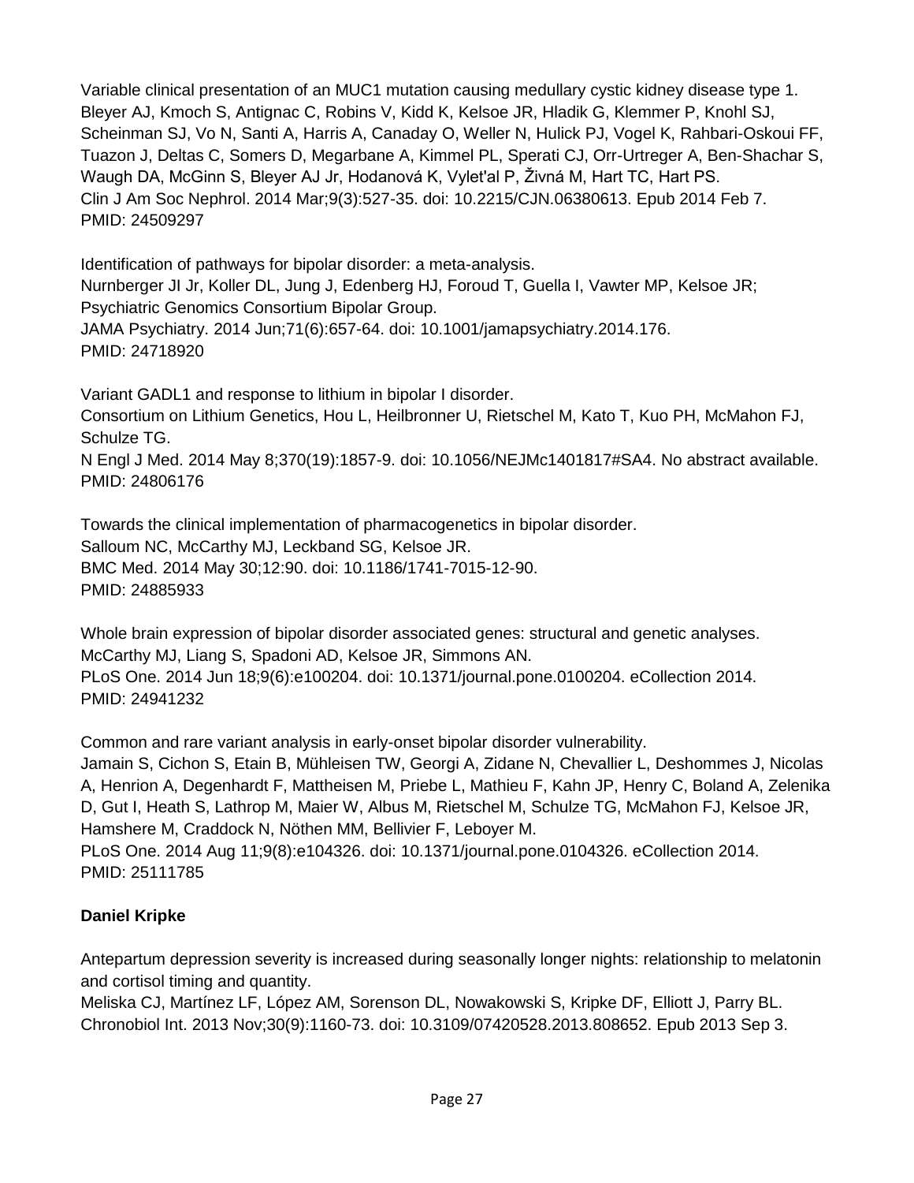Variable clinical presentation of an MUC1 mutation causing medullary cystic kidney disease type 1.
Bleyer AJ, Kmoch S, Antignac C, Robins V, Kidd K, Kelsoe JR, Hladik G, Klemmer P, Knohl SJ, Scheinman SJ, Vo N, Santi A, Harris A, Canaday O, Weller N, Hulick PJ, Vogel K, Rahbari-Oskoui FF, Tuazon J, Deltas C, Somers D, Megarbane A, Kimmel PL, Sperati CJ, Orr-Urtreger A, Ben-Shachar S, Waugh DA, McGinn S, Bleyer AJ Jr, Hodanová K, Vylet'al P, Živná M, Hart TC, Hart PS.
Clin J Am Soc Nephrol. 2014 Mar;9(3):527-35. doi: 10.2215/CJN.06380613. Epub 2014 Feb 7.
PMID: 24509297

Identification of pathways for bipolar disorder: a meta-analysis.
Nurnberger JI Jr, Koller DL, Jung J, Edenberg HJ, Foroud T, Guella I, Vawter MP, Kelsoe JR; Psychiatric Genomics Consortium Bipolar Group.
JAMA Psychiatry. 2014 Jun;71(6):657-64. doi: 10.1001/jamapsychiatry.2014.176.
PMID: 24718920

Variant GADL1 and response to lithium in bipolar I disorder.
Consortium on Lithium Genetics, Hou L, Heilbronner U, Rietschel M, Kato T, Kuo PH, McMahon FJ, Schulze TG.
N Engl J Med. 2014 May 8;370(19):1857-9. doi: 10.1056/NEJMc1401817#SA4. No abstract available.
PMID: 24806176

Towards the clinical implementation of pharmacogenetics in bipolar disorder.
Salloum NC, McCarthy MJ, Leckband SG, Kelsoe JR.
BMC Med. 2014 May 30;12:90. doi: 10.1186/1741-7015-12-90.
PMID: 24885933

Whole brain expression of bipolar disorder associated genes: structural and genetic analyses.
McCarthy MJ, Liang S, Spadoni AD, Kelsoe JR, Simmons AN.
PLoS One. 2014 Jun 18;9(6):e100204. doi: 10.1371/journal.pone.0100204. eCollection 2014.
PMID: 24941232

Common and rare variant analysis in early-onset bipolar disorder vulnerability.
Jamain S, Cichon S, Etain B, Mühleisen TW, Georgi A, Zidane N, Chevallier L, Deshommes J, Nicolas A, Henrion A, Degenhardt F, Mattheisen M, Priebe L, Mathieu F, Kahn JP, Henry C, Boland A, Zelenika D, Gut I, Heath S, Lathrop M, Maier W, Albus M, Rietschel M, Schulze TG, McMahon FJ, Kelsoe JR, Hamshere M, Craddock N, Nöthen MM, Bellivier F, Leboyer M.
PLoS One. 2014 Aug 11;9(8):e104326. doi: 10.1371/journal.pone.0104326. eCollection 2014.
PMID: 25111785

**Daniel Kripke**

Antepartum depression severity is increased during seasonally longer nights: relationship to melatonin and cortisol timing and quantity.
Meliska CJ, Martínez LF, López AM, Sorenson DL, Nowakowski S, Kripke DF, Elliott J, Parry BL.
Chronobiol Int. 2013 Nov;30(9):1160-73. doi: 10.3109/07420528.2013.808652. Epub 2013 Sep 3.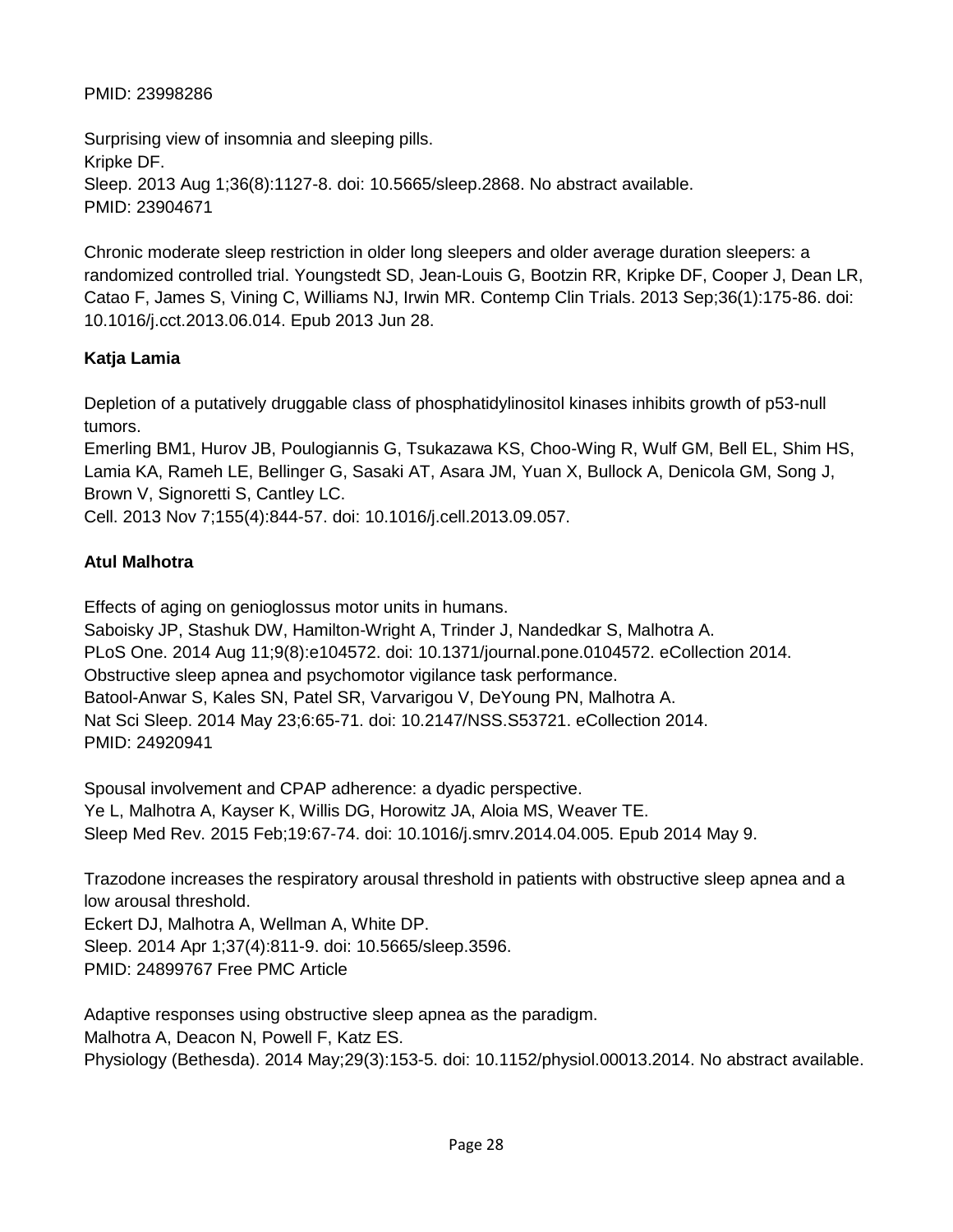PMID: 23998286

Surprising view of insomnia and sleeping pills.
Kripke DF.
Sleep. 2013 Aug 1;36(8):1127-8. doi: 10.5665/sleep.2868. No abstract available.
PMID: 23904671

Chronic moderate sleep restriction in older long sleepers and older average duration sleepers: a randomized controlled trial. Youngstedt SD, Jean-Louis G, Bootzin RR, Kripke DF, Cooper J, Dean LR, Catao F, James S, Vining C, Williams NJ, Irwin MR. Contemp Clin Trials. 2013 Sep;36(1):175-86. doi: 10.1016/j.cct.2013.06.014. Epub 2013 Jun 28.

**Katja Lamia**

Depletion of a putatively druggable class of phosphatidylinositol kinases inhibits growth of p53-null tumors.
Emerling BM1, Hurov JB, Poulogiannis G, Tsukazawa KS, Choo-Wing R, Wulf GM, Bell EL, Shim HS, Lamia KA, Rameh LE, Bellinger G, Sasaki AT, Asara JM, Yuan X, Bullock A, Denicola GM, Song J, Brown V, Signoretti S, Cantley LC.
Cell. 2013 Nov 7;155(4):844-57. doi: 10.1016/j.cell.2013.09.057.

**Atul Malhotra**

Effects of aging on genioglossus motor units in humans.
Saboisky JP, Stashuk DW, Hamilton-Wright A, Trinder J, Nandedkar S, Malhotra A.
PLoS One. 2014 Aug 11;9(8):e104572. doi: 10.1371/journal.pone.0104572. eCollection 2014.
Obstructive sleep apnea and psychomotor vigilance task performance.
Batool-Anwar S, Kales SN, Patel SR, Varvarigou V, DeYoung PN, Malhotra A.
Nat Sci Sleep. 2014 May 23;6:65-71. doi: 10.2147/NSS.S53721. eCollection 2014.
PMID: 24920941

Spousal involvement and CPAP adherence: a dyadic perspective.
Ye L, Malhotra A, Kayser K, Willis DG, Horowitz JA, Aloia MS, Weaver TE.
Sleep Med Rev. 2015 Feb;19:67-74. doi: 10.1016/j.smrv.2014.04.005. Epub 2014 May 9.

Trazodone increases the respiratory arousal threshold in patients with obstructive sleep apnea and a low arousal threshold.
Eckert DJ, Malhotra A, Wellman A, White DP.
Sleep. 2014 Apr 1;37(4):811-9. doi: 10.5665/sleep.3596.
PMID: 24899767 Free PMC Article

Adaptive responses using obstructive sleep apnea as the paradigm.
Malhotra A, Deacon N, Powell F, Katz ES.
Physiology (Bethesda). 2014 May;29(3):153-5. doi: 10.1152/physiol.00013.2014. No abstract available.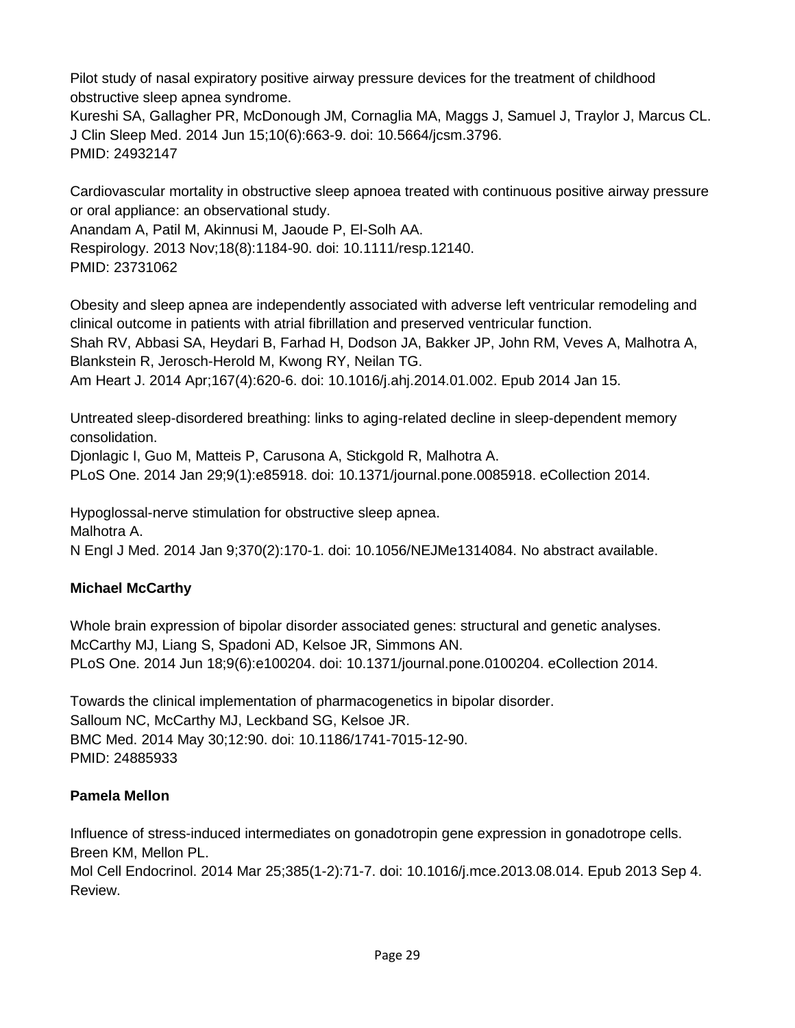Pilot study of nasal expiratory positive airway pressure devices for the treatment of childhood obstructive sleep apnea syndrome.
Kureshi SA, Gallagher PR, McDonough JM, Cornaglia MA, Maggs J, Samuel J, Traylor J, Marcus CL.
J Clin Sleep Med. 2014 Jun 15;10(6):663-9. doi: 10.5664/jcsm.3796.
PMID: 24932147

Cardiovascular mortality in obstructive sleep apnoea treated with continuous positive airway pressure or oral appliance: an observational study.
Anandam A, Patil M, Akinnusi M, Jaoude P, El-Solh AA.
Respirology. 2013 Nov;18(8):1184-90. doi: 10.1111/resp.12140.
PMID: 23731062

Obesity and sleep apnea are independently associated with adverse left ventricular remodeling and clinical outcome in patients with atrial fibrillation and preserved ventricular function.
Shah RV, Abbasi SA, Heydari B, Farhad H, Dodson JA, Bakker JP, John RM, Veves A, Malhotra A, Blankstein R, Jerosch-Herold M, Kwong RY, Neilan TG.
Am Heart J. 2014 Apr;167(4):620-6. doi: 10.1016/j.ahj.2014.01.002. Epub 2014 Jan 15.

Untreated sleep-disordered breathing: links to aging-related decline in sleep-dependent memory consolidation.
Djonlagic I, Guo M, Matteis P, Carusona A, Stickgold R, Malhotra A.
PLoS One. 2014 Jan 29;9(1):e85918. doi: 10.1371/journal.pone.0085918. eCollection 2014.

Hypoglossal-nerve stimulation for obstructive sleep apnea.
Malhotra A.
N Engl J Med. 2014 Jan 9;370(2):170-1. doi: 10.1056/NEJMe1314084. No abstract available.

**Michael McCarthy**

Whole brain expression of bipolar disorder associated genes: structural and genetic analyses.
McCarthy MJ, Liang S, Spadoni AD, Kelsoe JR, Simmons AN.
PLoS One. 2014 Jun 18;9(6):e100204. doi: 10.1371/journal.pone.0100204. eCollection 2014.

Towards the clinical implementation of pharmacogenetics in bipolar disorder.
Salloum NC, McCarthy MJ, Leckband SG, Kelsoe JR.
BMC Med. 2014 May 30;12:90. doi: 10.1186/1741-7015-12-90.
PMID: 24885933

**Pamela Mellon**

Influence of stress-induced intermediates on gonadotropin gene expression in gonadotrope cells.
Breen KM, Mellon PL.
Mol Cell Endocrinol. 2014 Mar 25;385(1-2):71-7. doi: 10.1016/j.mce.2013.08.014. Epub 2013 Sep 4. Review.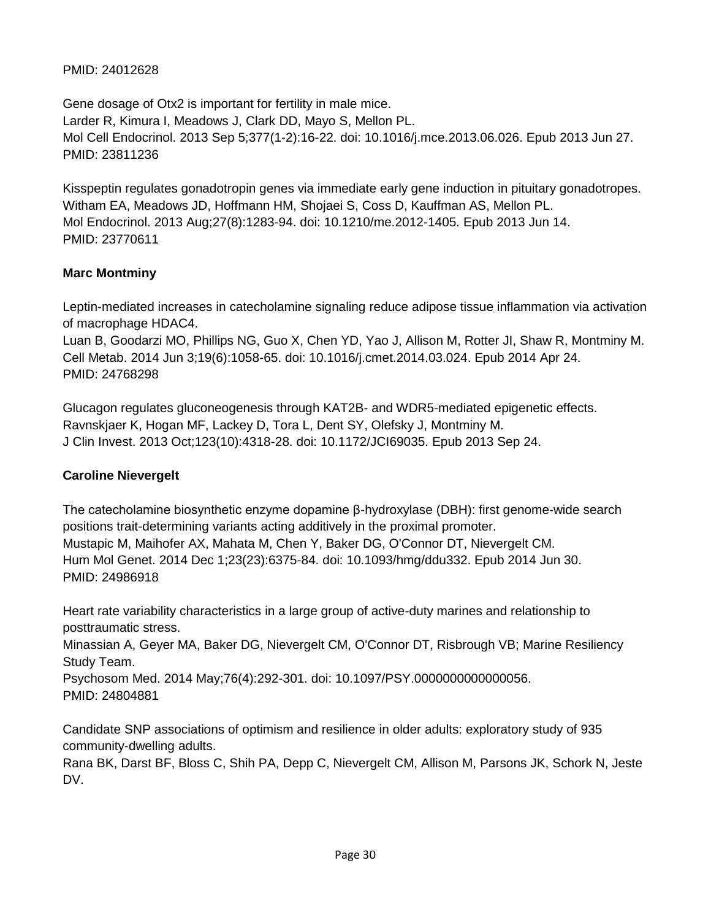PMID: 24012628

Gene dosage of Otx2 is important for fertility in male mice.
Larder R, Kimura I, Meadows J, Clark DD, Mayo S, Mellon PL.
Mol Cell Endocrinol. 2013 Sep 5;377(1-2):16-22. doi: 10.1016/j.mce.2013.06.026. Epub 2013 Jun 27.
PMID: 23811236

Kisspeptin regulates gonadotropin genes via immediate early gene induction in pituitary gonadotropes.
Witham EA, Meadows JD, Hoffmann HM, Shojaei S, Coss D, Kauffman AS, Mellon PL.
Mol Endocrinol. 2013 Aug;27(8):1283-94. doi: 10.1210/me.2012-1405. Epub 2013 Jun 14.
PMID: 23770611

**Marc Montminy**

Leptin-mediated increases in catecholamine signaling reduce adipose tissue inflammation via activation of macrophage HDAC4.
Luan B, Goodarzi MO, Phillips NG, Guo X, Chen YD, Yao J, Allison M, Rotter JI, Shaw R, Montminy M.
Cell Metab. 2014 Jun 3;19(6):1058-65. doi: 10.1016/j.cmet.2014.03.024. Epub 2014 Apr 24.
PMID: 24768298

Glucagon regulates gluconeogenesis through KAT2B- and WDR5-mediated epigenetic effects.
Ravnskjaer K, Hogan MF, Lackey D, Tora L, Dent SY, Olefsky J, Montminy M.
J Clin Invest. 2013 Oct;123(10):4318-28. doi: 10.1172/JCI69035. Epub 2013 Sep 24.

**Caroline Nievergelt**

The catecholamine biosynthetic enzyme dopamine β-hydroxylase (DBH): first genome-wide search positions trait-determining variants acting additively in the proximal promoter.
Mustapic M, Maihofer AX, Mahata M, Chen Y, Baker DG, O'Connor DT, Nievergelt CM.
Hum Mol Genet. 2014 Dec 1;23(23):6375-84. doi: 10.1093/hmg/ddu332. Epub 2014 Jun 30.
PMID: 24986918

Heart rate variability characteristics in a large group of active-duty marines and relationship to posttraumatic stress.
Minassian A, Geyer MA, Baker DG, Nievergelt CM, O'Connor DT, Risbrough VB; Marine Resiliency Study Team.
Psychosom Med. 2014 May;76(4):292-301. doi: 10.1097/PSY.0000000000000056.
PMID: 24804881

Candidate SNP associations of optimism and resilience in older adults: exploratory study of 935 community-dwelling adults.
Rana BK, Darst BF, Bloss C, Shih PA, Depp C, Nievergelt CM, Allison M, Parsons JK, Schork N, Jeste DV.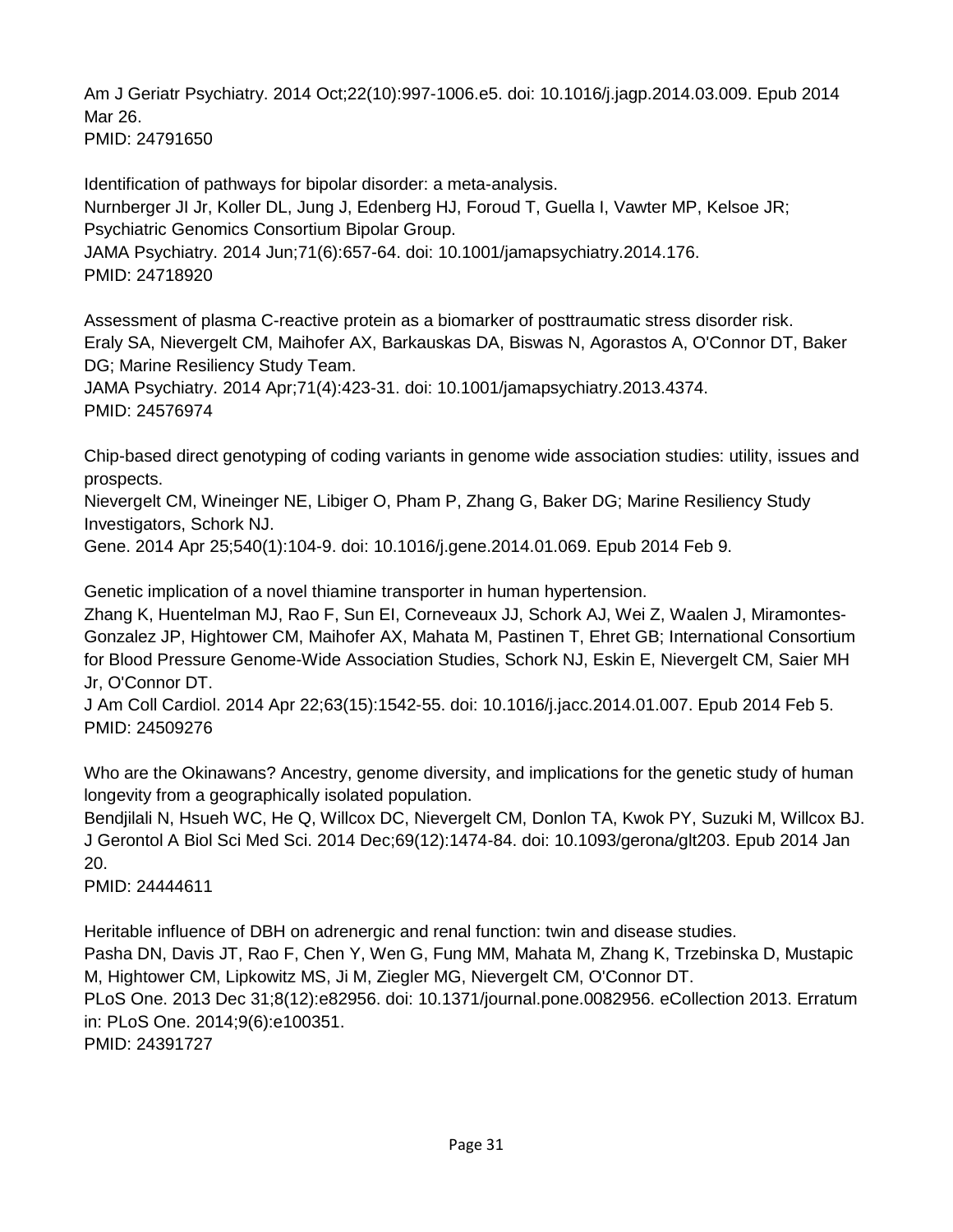Am J Geriatr Psychiatry. 2014 Oct;22(10):997-1006.e5. doi: 10.1016/j.jagp.2014.03.009. Epub 2014 Mar 26.
PMID: 24791650

Identification of pathways for bipolar disorder: a meta-analysis.
Nurnberger JI Jr, Koller DL, Jung J, Edenberg HJ, Foroud T, Guella I, Vawter MP, Kelsoe JR; Psychiatric Genomics Consortium Bipolar Group.
JAMA Psychiatry. 2014 Jun;71(6):657-64. doi: 10.1001/jamapsychiatry.2014.176.
PMID: 24718920

Assessment of plasma C-reactive protein as a biomarker of posttraumatic stress disorder risk.
Eraly SA, Nievergelt CM, Maihofer AX, Barkauskas DA, Biswas N, Agorastos A, O'Connor DT, Baker DG; Marine Resiliency Study Team.
JAMA Psychiatry. 2014 Apr;71(4):423-31. doi: 10.1001/jamapsychiatry.2013.4374.
PMID: 24576974

Chip-based direct genotyping of coding variants in genome wide association studies: utility, issues and prospects.
Nievergelt CM, Wineinger NE, Libiger O, Pham P, Zhang G, Baker DG; Marine Resiliency Study Investigators, Schork NJ.
Gene. 2014 Apr 25;540(1):104-9. doi: 10.1016/j.gene.2014.01.069. Epub 2014 Feb 9.

Genetic implication of a novel thiamine transporter in human hypertension.
Zhang K, Huentelman MJ, Rao F, Sun EI, Corneveaux JJ, Schork AJ, Wei Z, Waalen J, Miramontes-Gonzalez JP, Hightower CM, Maihofer AX, Mahata M, Pastinen T, Ehret GB; International Consortium for Blood Pressure Genome-Wide Association Studies, Schork NJ, Eskin E, Nievergelt CM, Saier MH Jr, O'Connor DT.
J Am Coll Cardiol. 2014 Apr 22;63(15):1542-55. doi: 10.1016/j.jacc.2014.01.007. Epub 2014 Feb 5.
PMID: 24509276

Who are the Okinawans? Ancestry, genome diversity, and implications for the genetic study of human longevity from a geographically isolated population.
Bendjilali N, Hsueh WC, He Q, Willcox DC, Nievergelt CM, Donlon TA, Kwok PY, Suzuki M, Willcox BJ.
J Gerontol A Biol Sci Med Sci. 2014 Dec;69(12):1474-84. doi: 10.1093/gerona/glt203. Epub 2014 Jan 20.
PMID: 24444611

Heritable influence of DBH on adrenergic and renal function: twin and disease studies.
Pasha DN, Davis JT, Rao F, Chen Y, Wen G, Fung MM, Mahata M, Zhang K, Trzebinska D, Mustapic M, Hightower CM, Lipkowitz MS, Ji M, Ziegler MG, Nievergelt CM, O'Connor DT.
PLoS One. 2013 Dec 31;8(12):e82956. doi: 10.1371/journal.pone.0082956. eCollection 2013. Erratum in: PLoS One. 2014;9(6):e100351.
PMID: 24391727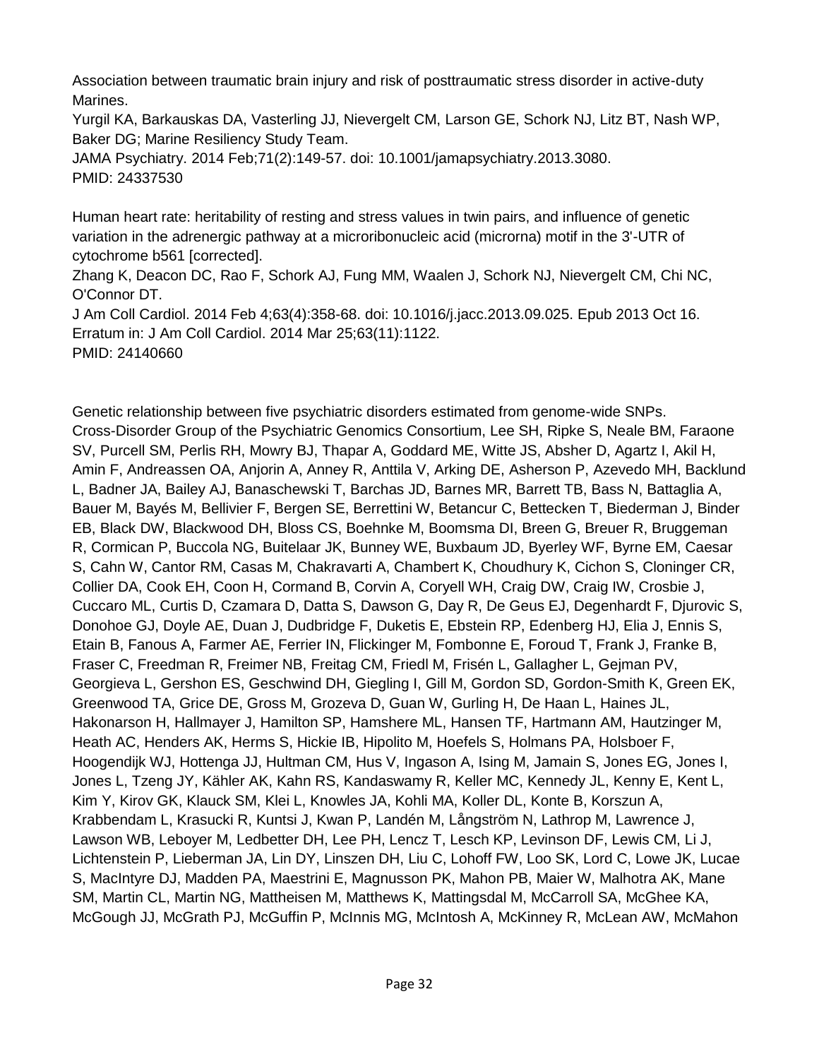Association between traumatic brain injury and risk of posttraumatic stress disorder in active-duty Marines.
Yurgil KA, Barkauskas DA, Vasterling JJ, Nievergelt CM, Larson GE, Schork NJ, Litz BT, Nash WP, Baker DG; Marine Resiliency Study Team.
JAMA Psychiatry. 2014 Feb;71(2):149-57. doi: 10.1001/jamapsychiatry.2013.3080.
PMID: 24337530

Human heart rate: heritability of resting and stress values in twin pairs, and influence of genetic variation in the adrenergic pathway at a microribonucleic acid (microrna) motif in the 3'-UTR of cytochrome b561 [corrected].
Zhang K, Deacon DC, Rao F, Schork AJ, Fung MM, Waalen J, Schork NJ, Nievergelt CM, Chi NC, O'Connor DT.
J Am Coll Cardiol. 2014 Feb 4;63(4):358-68. doi: 10.1016/j.jacc.2013.09.025. Epub 2013 Oct 16. Erratum in: J Am Coll Cardiol. 2014 Mar 25;63(11):1122.
PMID: 24140660

Genetic relationship between five psychiatric disorders estimated from genome-wide SNPs.
Cross-Disorder Group of the Psychiatric Genomics Consortium, Lee SH, Ripke S, Neale BM, Faraone SV, Purcell SM, Perlis RH, Mowry BJ, Thapar A, Goddard ME, Witte JS, Absher D, Agartz I, Akil H, Amin F, Andreassen OA, Anjorin A, Anney R, Anttila V, Arking DE, Asherson P, Azevedo MH, Backlund L, Badner JA, Bailey AJ, Banaschewski T, Barchas JD, Barnes MR, Barrett TB, Bass N, Battaglia A, Bauer M, Bayés M, Bellivier F, Bergen SE, Berrettini W, Betancur C, Bettecken T, Biederman J, Binder EB, Black DW, Blackwood DH, Bloss CS, Boehnke M, Boomsma DI, Breen G, Breuer R, Bruggeman R, Cormican P, Buccola NG, Buitelaar JK, Bunney WE, Buxbaum JD, Byerley WF, Byrne EM, Caesar S, Cahn W, Cantor RM, Casas M, Chakravarti A, Chambert K, Choudhury K, Cichon S, Cloninger CR, Collier DA, Cook EH, Coon H, Cormand B, Corvin A, Coryell WH, Craig DW, Craig IW, Crosbie J, Cuccaro ML, Curtis D, Czamara D, Datta S, Dawson G, Day R, De Geus EJ, Degenhardt F, Djurovic S, Donohoe GJ, Doyle AE, Duan J, Dudbridge F, Duketis E, Ebstein RP, Edenberg HJ, Elia J, Ennis S, Etain B, Fanous A, Farmer AE, Ferrier IN, Flickinger M, Fombonne E, Foroud T, Frank J, Franke B, Fraser C, Freedman R, Freimer NB, Freitag CM, Friedl M, Frisén L, Gallagher L, Gejman PV, Georgieva L, Gershon ES, Geschwind DH, Giegling I, Gill M, Gordon SD, Gordon-Smith K, Green EK, Greenwood TA, Grice DE, Gross M, Grozeva D, Guan W, Gurling H, De Haan L, Haines JL, Hakonarson H, Hallmayer J, Hamilton SP, Hamshere ML, Hansen TF, Hartmann AM, Hautzinger M, Heath AC, Henders AK, Herms S, Hickie IB, Hipolito M, Hoefels S, Holmans PA, Holsboer F, Hoogendijk WJ, Hottenga JJ, Hultman CM, Hus V, Ingason A, Ising M, Jamain S, Jones EG, Jones I, Jones L, Tzeng JY, Kähler AK, Kahn RS, Kandaswamy R, Keller MC, Kennedy JL, Kenny E, Kent L, Kim Y, Kirov GK, Klauck SM, Klei L, Knowles JA, Kohli MA, Koller DL, Konte B, Korszun A, Krabbendam L, Krasucki R, Kuntsi J, Kwan P, Landén M, Långström N, Lathrop M, Lawrence J, Lawson WB, Leboyer M, Ledbetter DH, Lee PH, Lencz T, Lesch KP, Levinson DF, Lewis CM, Li J, Lichtenstein P, Lieberman JA, Lin DY, Linszen DH, Liu C, Lohoff FW, Loo SK, Lord C, Lowe JK, Lucae S, MacIntyre DJ, Madden PA, Maestrini E, Magnusson PK, Mahon PB, Maier W, Malhotra AK, Mane SM, Martin CL, Martin NG, Mattheisen M, Matthews K, Mattingsdal M, McCarroll SA, McGhee KA, McGough JJ, McGrath PJ, McGuffin P, McInnis MG, McIntosh A, McKinney R, McLean AW, McMahon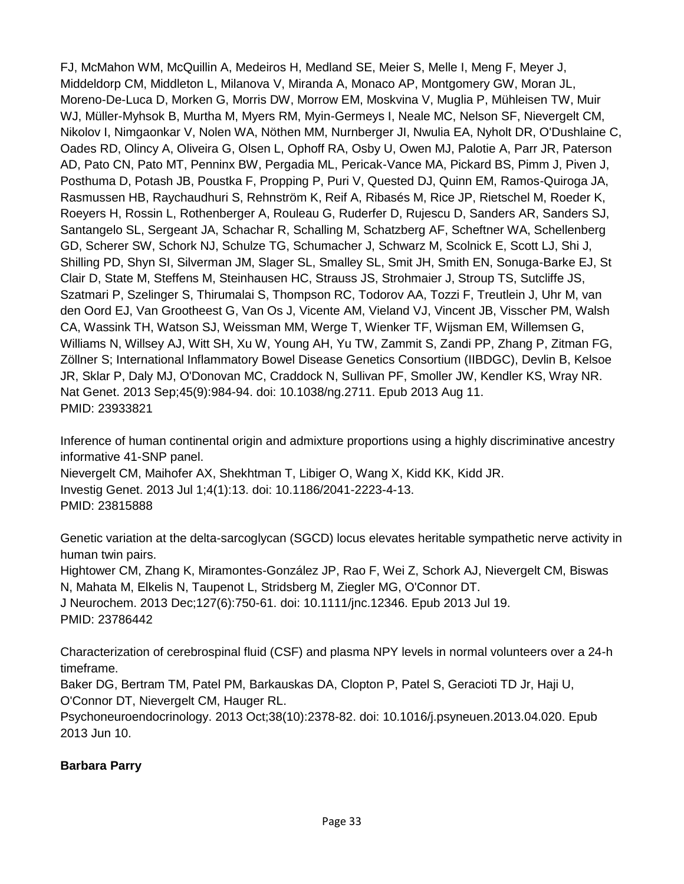FJ, McMahon WM, McQuillin A, Medeiros H, Medland SE, Meier S, Melle I, Meng F, Meyer J, Middeldorp CM, Middleton L, Milanova V, Miranda A, Monaco AP, Montgomery GW, Moran JL, Moreno-De-Luca D, Morken G, Morris DW, Morrow EM, Moskvina V, Muglia P, Mühleisen TW, Muir WJ, Müller-Myhsok B, Murtha M, Myers RM, Myin-Germeys I, Neale MC, Nelson SF, Nievergelt CM, Nikolov I, Nimgaonkar V, Nolen WA, Nöthen MM, Nurnberger JI, Nwulia EA, Nyholt DR, O'Dushlaine C, Oades RD, Olincy A, Oliveira G, Olsen L, Ophoff RA, Osby U, Owen MJ, Palotie A, Parr JR, Paterson AD, Pato CN, Pato MT, Penninx BW, Pergadia ML, Pericak-Vance MA, Pickard BS, Pimm J, Piven J, Posthuma D, Potash JB, Poustka F, Propping P, Puri V, Quested DJ, Quinn EM, Ramos-Quiroga JA, Rasmussen HB, Raychaudhuri S, Rehnström K, Reif A, Ribasés M, Rice JP, Rietschel M, Roeder K, Roeyers H, Rossin L, Rothenberger A, Rouleau G, Ruderfer D, Rujescu D, Sanders AR, Sanders SJ, Santangelo SL, Sergeant JA, Schachar R, Schalling M, Schatzberg AF, Scheftner WA, Schellenberg GD, Scherer SW, Schork NJ, Schulze TG, Schumacher J, Schwarz M, Scolnick E, Scott LJ, Shi J, Shilling PD, Shyn SI, Silverman JM, Slager SL, Smalley SL, Smit JH, Smith EN, Sonuga-Barke EJ, St Clair D, State M, Steffens M, Steinhausen HC, Strauss JS, Strohmaier J, Stroup TS, Sutcliffe JS, Szatmari P, Szelinger S, Thirumalai S, Thompson RC, Todorov AA, Tozzi F, Treutlein J, Uhr M, van den Oord EJ, Van Grootheest G, Van Os J, Vicente AM, Vieland VJ, Vincent JB, Visscher PM, Walsh CA, Wassink TH, Watson SJ, Weissman MM, Werge T, Wienker TF, Wijsman EM, Willemsen G, Williams N, Willsey AJ, Witt SH, Xu W, Young AH, Yu TW, Zammit S, Zandi PP, Zhang P, Zitman FG, Zöllner S; International Inflammatory Bowel Disease Genetics Consortium (IIBDGC), Devlin B, Kelsoe JR, Sklar P, Daly MJ, O'Donovan MC, Craddock N, Sullivan PF, Smoller JW, Kendler KS, Wray NR.
Nat Genet. 2013 Sep;45(9):984-94. doi: 10.1038/ng.2711. Epub 2013 Aug 11.
PMID: 23933821

Inference of human continental origin and admixture proportions using a highly discriminative ancestry informative 41-SNP panel.
Nievergelt CM, Maihofer AX, Shekhtman T, Libiger O, Wang X, Kidd KK, Kidd JR.
Investig Genet. 2013 Jul 1;4(1):13. doi: 10.1186/2041-2223-4-13.
PMID: 23815888

Genetic variation at the delta-sarcoglycan (SGCD) locus elevates heritable sympathetic nerve activity in human twin pairs.
Hightower CM, Zhang K, Miramontes-González JP, Rao F, Wei Z, Schork AJ, Nievergelt CM, Biswas N, Mahata M, Elkelis N, Taupenot L, Stridsberg M, Ziegler MG, O'Connor DT.
J Neurochem. 2013 Dec;127(6):750-61. doi: 10.1111/jnc.12346. Epub 2013 Jul 19.
PMID: 23786442

Characterization of cerebrospinal fluid (CSF) and plasma NPY levels in normal volunteers over a 24-h timeframe.
Baker DG, Bertram TM, Patel PM, Barkauskas DA, Clopton P, Patel S, Geracioti TD Jr, Haji U, O'Connor DT, Nievergelt CM, Hauger RL.
Psychoneuroendocrinology. 2013 Oct;38(10):2378-82. doi: 10.1016/j.psyneuen.2013.04.020. Epub 2013 Jun 10.

**Barbara Parry**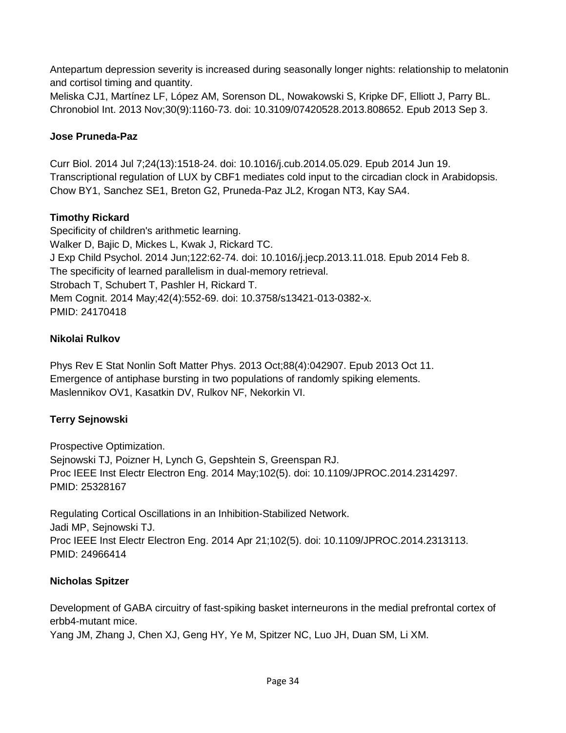Antepartum depression severity is increased during seasonally longer nights: relationship to melatonin and cortisol timing and quantity.
Meliska CJ1, Martínez LF, López AM, Sorenson DL, Nowakowski S, Kripke DF, Elliott J, Parry BL.
Chronobiol Int. 2013 Nov;30(9):1160-73. doi: 10.3109/07420528.2013.808652. Epub 2013 Sep 3.

**Jose Pruneda-Paz**

Curr Biol. 2014 Jul 7;24(13):1518-24. doi: 10.1016/j.cub.2014.05.029. Epub 2014 Jun 19.
Transcriptional regulation of LUX by CBF1 mediates cold input to the circadian clock in Arabidopsis.
Chow BY1, Sanchez SE1, Breton G2, Pruneda-Paz JL2, Krogan NT3, Kay SA4.

**Timothy Rickard**
Specificity of children's arithmetic learning.
Walker D, Bajic D, Mickes L, Kwak J, Rickard TC.
J Exp Child Psychol. 2014 Jun;122:62-74. doi: 10.1016/j.jecp.2013.11.018. Epub 2014 Feb 8.
The specificity of learned parallelism in dual-memory retrieval.
Strobach T, Schubert T, Pashler H, Rickard T.
Mem Cognit. 2014 May;42(4):552-69. doi: 10.3758/s13421-013-0382-x.
PMID: 24170418

**Nikolai Rulkov**

Phys Rev E Stat Nonlin Soft Matter Phys. 2013 Oct;88(4):042907. Epub 2013 Oct 11.
Emergence of antiphase bursting in two populations of randomly spiking elements.
Maslennikov OV1, Kasatkin DV, Rulkov NF, Nekorkin VI.

**Terry Sejnowski**

Prospective Optimization.
Sejnowski TJ, Poizner H, Lynch G, Gepshtein S, Greenspan RJ.
Proc IEEE Inst Electr Electron Eng. 2014 May;102(5). doi: 10.1109/JPROC.2014.2314297.
PMID: 25328167

Regulating Cortical Oscillations in an Inhibition-Stabilized Network.
Jadi MP, Sejnowski TJ.
Proc IEEE Inst Electr Electron Eng. 2014 Apr 21;102(5). doi: 10.1109/JPROC.2014.2313113.
PMID: 24966414

**Nicholas Spitzer**

Development of GABA circuitry of fast-spiking basket interneurons in the medial prefrontal cortex of erbb4-mutant mice.
Yang JM, Zhang J, Chen XJ, Geng HY, Ye M, Spitzer NC, Luo JH, Duan SM, Li XM.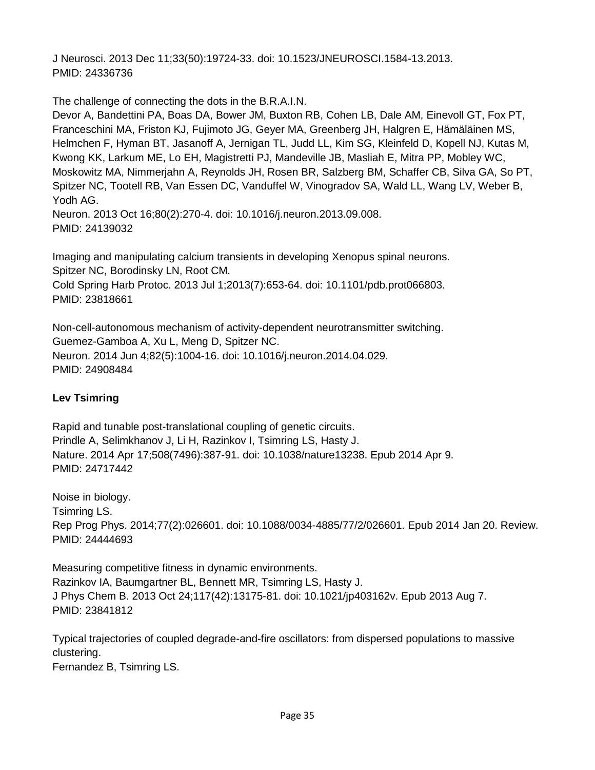J Neurosci. 2013 Dec 11;33(50):19724-33. doi: 10.1523/JNEUROSCI.1584-13.2013.
PMID: 24336736

The challenge of connecting the dots in the B.R.A.I.N.
Devor A, Bandettini PA, Boas DA, Bower JM, Buxton RB, Cohen LB, Dale AM, Einevoll GT, Fox PT, Franceschini MA, Friston KJ, Fujimoto JG, Geyer MA, Greenberg JH, Halgren E, Hämäläinen MS, Helmchen F, Hyman BT, Jasanoff A, Jernigan TL, Judd LL, Kim SG, Kleinfeld D, Kopell NJ, Kutas M, Kwong KK, Larkum ME, Lo EH, Magistretti PJ, Mandeville JB, Masliah E, Mitra PP, Mobley WC, Moskowitz MA, Nimmerjahn A, Reynolds JH, Rosen BR, Salzberg BM, Schaffer CB, Silva GA, So PT, Spitzer NC, Tootell RB, Van Essen DC, Vanduffel W, Vinogradov SA, Wald LL, Wang LV, Weber B, Yodh AG.
Neuron. 2013 Oct 16;80(2):270-4. doi: 10.1016/j.neuron.2013.09.008.
PMID: 24139032

Imaging and manipulating calcium transients in developing Xenopus spinal neurons.
Spitzer NC, Borodinsky LN, Root CM.
Cold Spring Harb Protoc. 2013 Jul 1;2013(7):653-64. doi: 10.1101/pdb.prot066803.
PMID: 23818661

Non-cell-autonomous mechanism of activity-dependent neurotransmitter switching.
Guemez-Gamboa A, Xu L, Meng D, Spitzer NC.
Neuron. 2014 Jun 4;82(5):1004-16. doi: 10.1016/j.neuron.2014.04.029.
PMID: 24908484

**Lev Tsimring**

Rapid and tunable post-translational coupling of genetic circuits.
Prindle A, Selimkhanov J, Li H, Razinkov I, Tsimring LS, Hasty J.
Nature. 2014 Apr 17;508(7496):387-91. doi: 10.1038/nature13238. Epub 2014 Apr 9.
PMID: 24717442

Noise in biology.
Tsimring LS.
Rep Prog Phys. 2014;77(2):026601. doi: 10.1088/0034-4885/77/2/026601. Epub 2014 Jan 20. Review.
PMID: 24444693

Measuring competitive fitness in dynamic environments.
Razinkov IA, Baumgartner BL, Bennett MR, Tsimring LS, Hasty J.
J Phys Chem B. 2013 Oct 24;117(42):13175-81. doi: 10.1021/jp403162v. Epub 2013 Aug 7.
PMID: 23841812

Typical trajectories of coupled degrade-and-fire oscillators: from dispersed populations to massive clustering.
Fernandez B, Tsimring LS.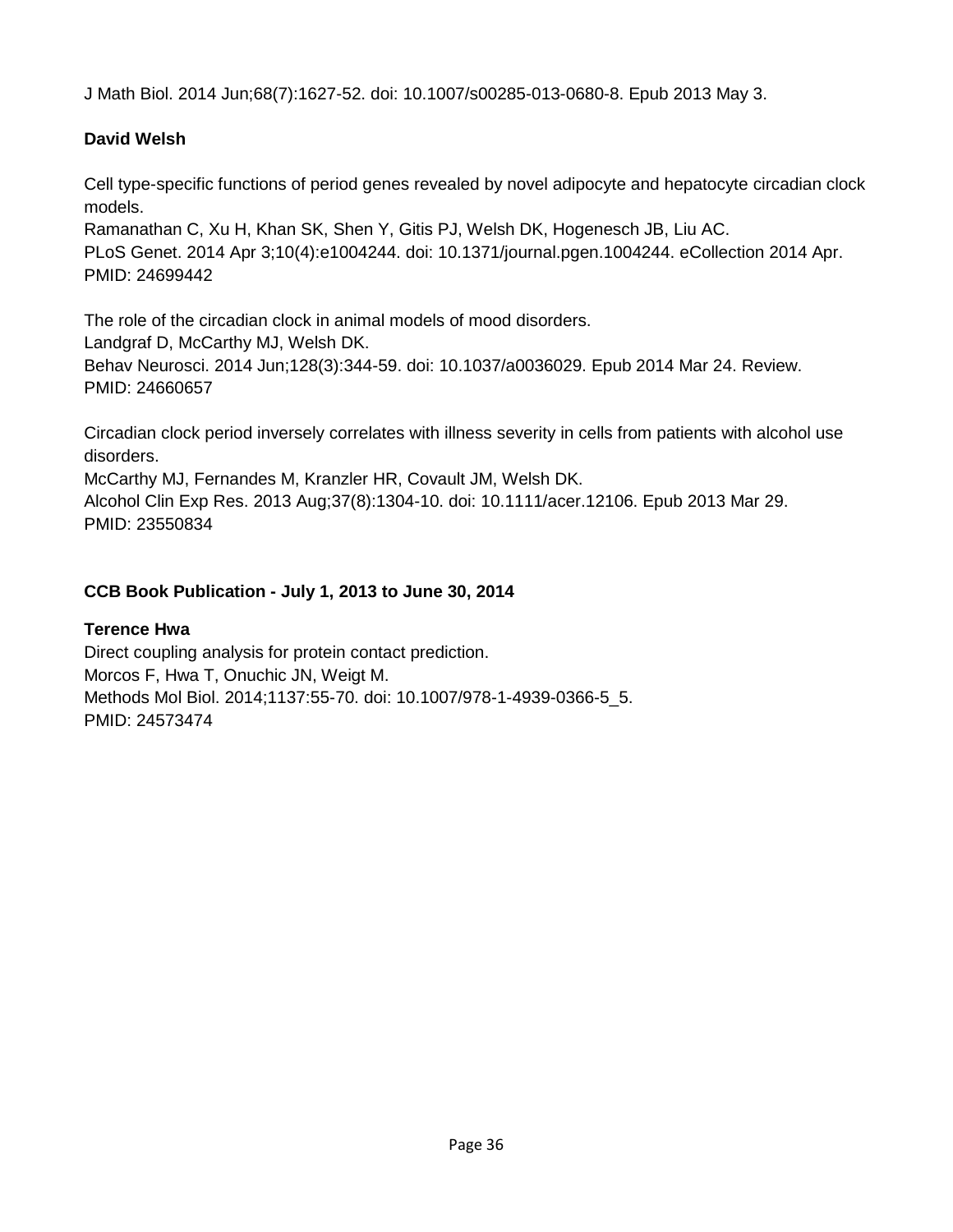J Math Biol. 2014 Jun;68(7):1627-52. doi: 10.1007/s00285-013-0680-8. Epub 2013 May 3.

**David Welsh**

Cell type-specific functions of period genes revealed by novel adipocyte and hepatocyte circadian clock models.
Ramanathan C, Xu H, Khan SK, Shen Y, Gitis PJ, Welsh DK, Hogenesch JB, Liu AC.
PLoS Genet. 2014 Apr 3;10(4):e1004244. doi: 10.1371/journal.pgen.1004244. eCollection 2014 Apr.
PMID: 24699442

The role of the circadian clock in animal models of mood disorders.
Landgraf D, McCarthy MJ, Welsh DK.
Behav Neurosci. 2014 Jun;128(3):344-59. doi: 10.1037/a0036029. Epub 2014 Mar 24. Review.
PMID: 24660657

Circadian clock period inversely correlates with illness severity in cells from patients with alcohol use disorders.
McCarthy MJ, Fernandes M, Kranzler HR, Covault JM, Welsh DK.
Alcohol Clin Exp Res. 2013 Aug;37(8):1304-10. doi: 10.1111/acer.12106. Epub 2013 Mar 29.
PMID: 23550834

**CCB Book Publication - July 1, 2013 to June 30, 2014**

**Terence Hwa**

Direct coupling analysis for protein contact prediction.
Morcos F, Hwa T, Onuchic JN, Weigt M.
Methods Mol Biol. 2014;1137:55-70. doi: 10.1007/978-1-4939-0366-5_5.
PMID: 24573474